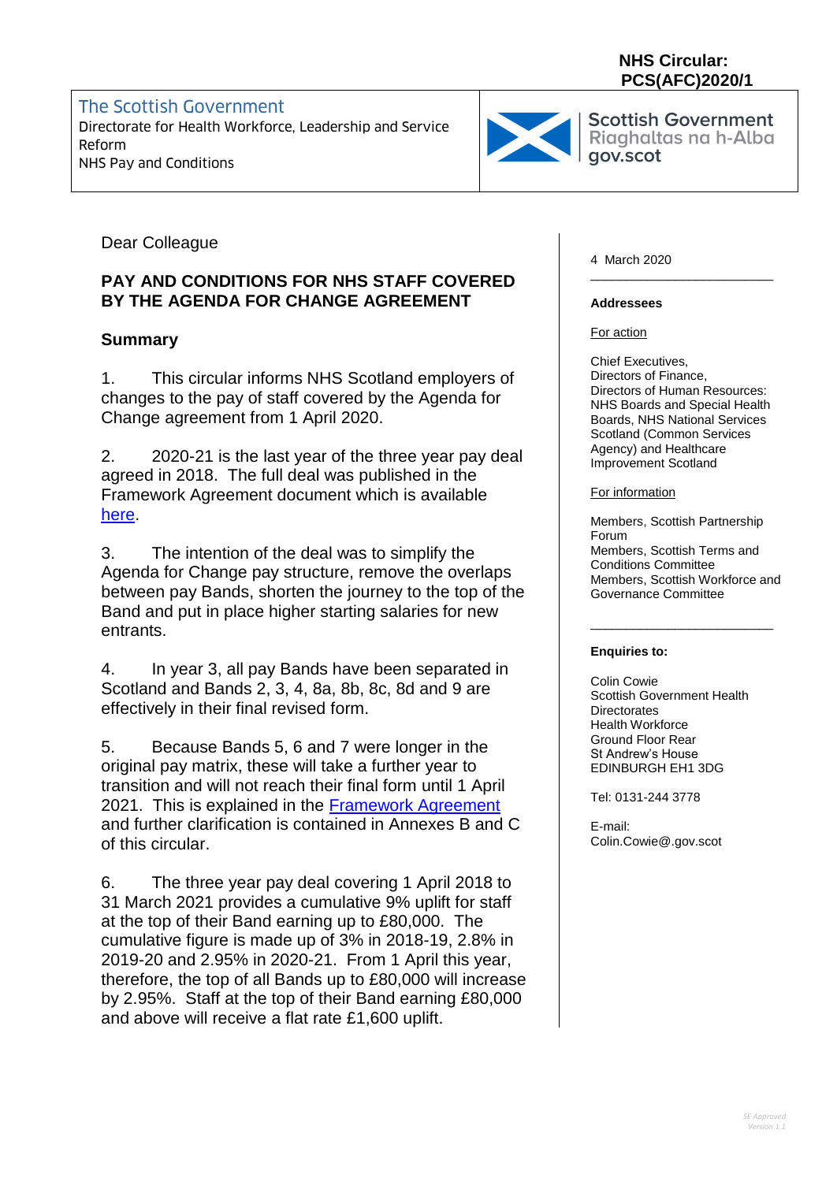**NHS Circular: PCS(AFC)2020/1**

The Scottish Government
Directorate for Health Workforce, Leadership and Service Reform
NHS Pay and Conditions

Scottish Government
Riaghaltas na h-Alba
gov.scot

Dear Colleague

## PAY AND CONDITIONS FOR NHS STAFF COVERED BY THE AGENDA FOR CHANGE AGREEMENT

### Summary

1. This circular informs NHS Scotland employers of changes to the pay of staff covered by the Agenda for Change agreement from 1 April 2020.

2. 2020-21 is the last year of the three year pay deal agreed in 2018. The full deal was published in the Framework Agreement document which is available here.

3. The intention of the deal was to simplify the Agenda for Change pay structure, remove the overlaps between pay Bands, shorten the journey to the top of the Band and put in place higher starting salaries for new entrants.

4. In year 3, all pay Bands have been separated in Scotland and Bands 2, 3, 4, 8a, 8b, 8c, 8d and 9 are effectively in their final revised form.

5. Because Bands 5, 6 and 7 were longer in the original pay matrix, these will take a further year to transition and will not reach their final form until 1 April 2021. This is explained in the Framework Agreement and further clarification is contained in Annexes B and C of this circular.

6. The three year pay deal covering 1 April 2018 to 31 March 2021 provides a cumulative 9% uplift for staff at the top of their Band earning up to £80,000. The cumulative figure is made up of 3% in 2018-19, 2.8% in 2019-20 and 2.95% in 2020-21. From 1 April this year, therefore, the top of all Bands up to £80,000 will increase by 2.95%. Staff at the top of their Band earning £80,000 and above will receive a flat rate £1,600 uplift.

4 March 2020

**Addressees**

For action

Chief Executives,
Directors of Finance,
Directors of Human Resources:
NHS Boards and Special Health Boards, NHS National Services Scotland (Common Services Agency) and Healthcare Improvement Scotland

For information

Members, Scottish Partnership Forum
Members, Scottish Terms and Conditions Committee
Members, Scottish Workforce and Governance Committee

**Enquiries to:**

Colin Cowie
Scottish Government Health Directorates
Health Workforce
Ground Floor Rear
St Andrew's House
EDINBURGH EH1 3DG

Tel: 0131-244 3778

E-mail:
Colin.Cowie@gov.scot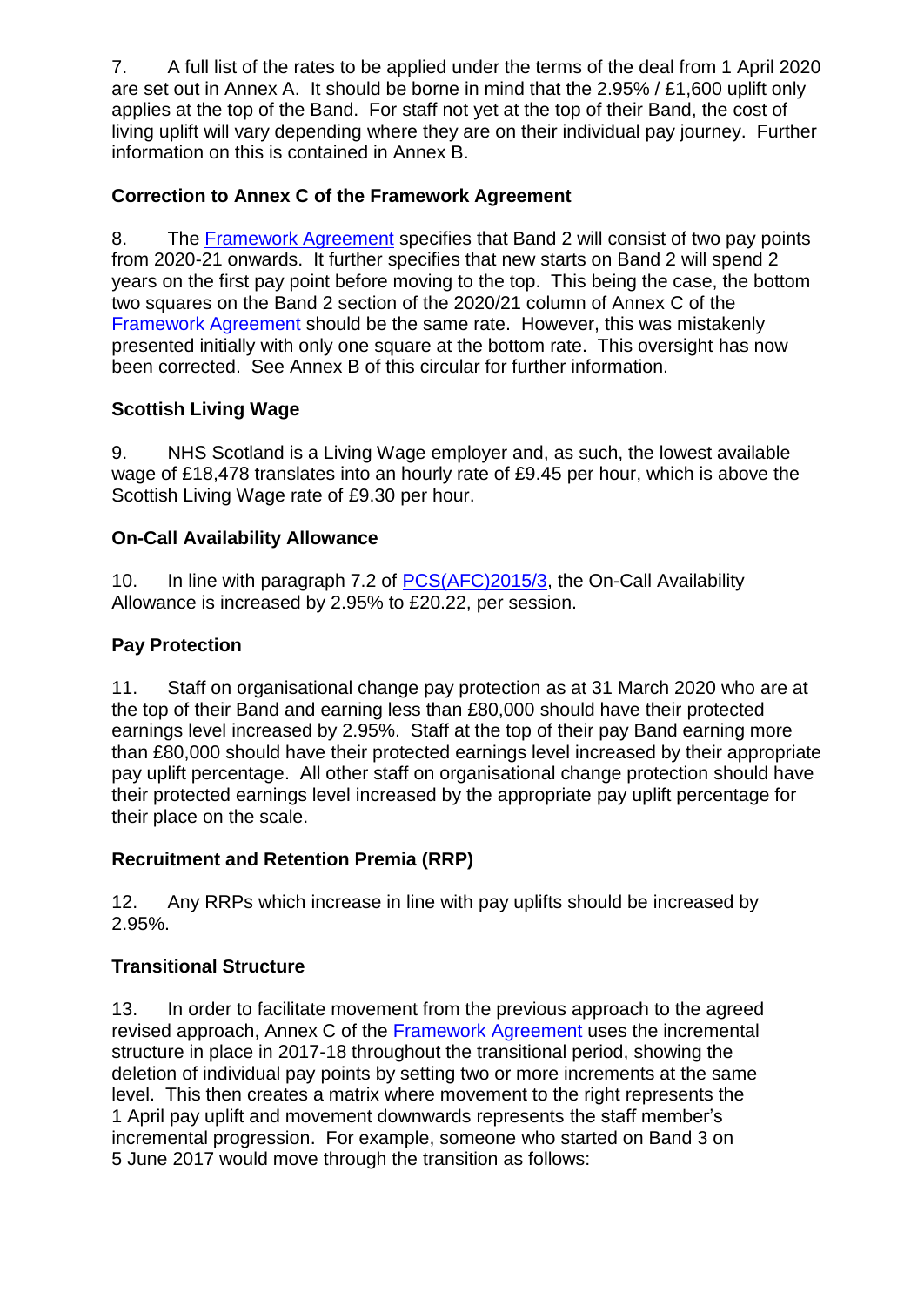7. A full list of the rates to be applied under the terms of the deal from 1 April 2020 are set out in Annex A. It should be borne in mind that the 2.95% / £1,600 uplift only applies at the top of the Band. For staff not yet at the top of their Band, the cost of living uplift will vary depending where they are on their individual pay journey. Further information on this is contained in Annex B.

**Correction to Annex C of the Framework Agreement**

8. The Framework Agreement specifies that Band 2 will consist of two pay points from 2020-21 onwards. It further specifies that new starts on Band 2 will spend 2 years on the first pay point before moving to the top. This being the case, the bottom two squares on the Band 2 section of the 2020/21 column of Annex C of the Framework Agreement should be the same rate. However, this was mistakenly presented initially with only one square at the bottom rate. This oversight has now been corrected. See Annex B of this circular for further information.

**Scottish Living Wage**

9. NHS Scotland is a Living Wage employer and, as such, the lowest available wage of £18,478 translates into an hourly rate of £9.45 per hour, which is above the Scottish Living Wage rate of £9.30 per hour.

**On-Call Availability Allowance**

10. In line with paragraph 7.2 of PCS(AFC)2015/3, the On-Call Availability Allowance is increased by 2.95% to £20.22, per session.

**Pay Protection**

11. Staff on organisational change pay protection as at 31 March 2020 who are at the top of their Band and earning less than £80,000 should have their protected earnings level increased by 2.95%. Staff at the top of their pay Band earning more than £80,000 should have their protected earnings level increased by their appropriate pay uplift percentage. All other staff on organisational change protection should have their protected earnings level increased by the appropriate pay uplift percentage for their place on the scale.

**Recruitment and Retention Premia (RRP)**

12. Any RRPs which increase in line with pay uplifts should be increased by 2.95%.

**Transitional Structure**

13. In order to facilitate movement from the previous approach to the agreed revised approach, Annex C of the Framework Agreement uses the incremental structure in place in 2017-18 throughout the transitional period, showing the deletion of individual pay points by setting two or more increments at the same level. This then creates a matrix where movement to the right represents the 1 April pay uplift and movement downwards represents the staff member's incremental progression. For example, someone who started on Band 3 on 5 June 2017 would move through the transition as follows: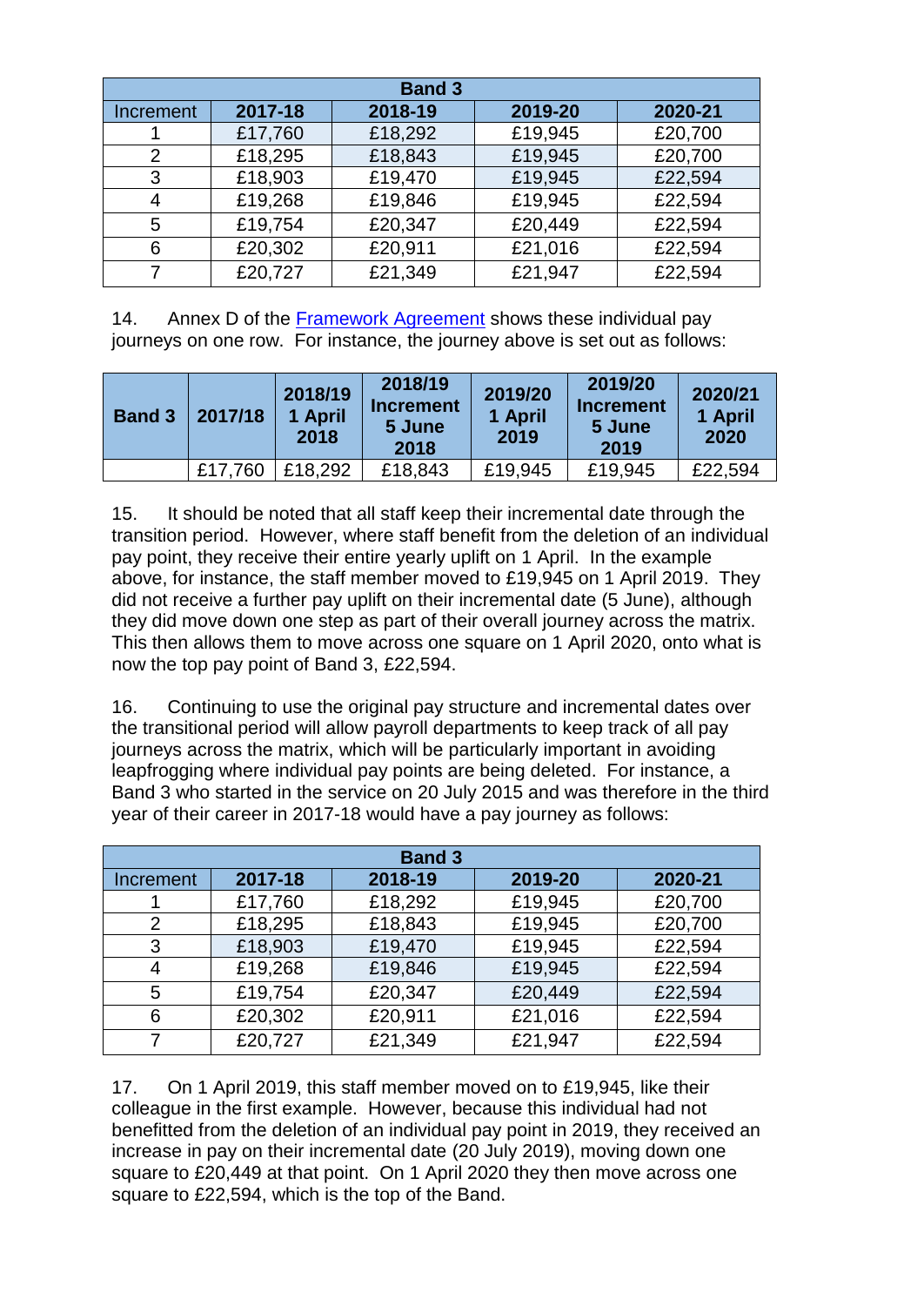| Band 3 | | | | |
|---|---|---|---|---|
| Increment | 2017-18 | 2018-19 | 2019-20 | 2020-21 |
| 1 | £17,760 | £18,292 | £19,945 | £20,700 |
| 2 | £18,295 | £18,843 | £19,945 | £20,700 |
| 3 | £18,903 | £19,470 | £19,945 | £22,594 |
| 4 | £19,268 | £19,846 | £19,945 | £22,594 |
| 5 | £19,754 | £20,347 | £20,449 | £22,594 |
| 6 | £20,302 | £20,911 | £21,016 | £22,594 |
| 7 | £20,727 | £21,349 | £21,947 | £22,594 |

14. Annex D of the [Framework Agreement]() shows these individual pay journeys on one row. For instance, the journey above is set out as follows:

| Band 3 | 2017/18 | 2018/19 1 April 2018 | 2018/19 Increment 5 June 2018 | 2019/20 1 April 2019 | 2019/20 Increment 5 June 2019 | 2020/21 1 April 2020 |
|---|---|---|---|---|---|---|
| | £17,760 | £18,292 | £18,843 | £19,945 | £19,945 | £22,594 |

15. It should be noted that all staff keep their incremental date through the transition period. However, where staff benefit from the deletion of an individual pay point, they receive their entire yearly uplift on 1 April. In the example above, for instance, the staff member moved to £19,945 on 1 April 2019. They did not receive a further pay uplift on their incremental date (5 June), although they did move down one step as part of their overall journey across the matrix. This then allows them to move across one square on 1 April 2020, onto what is now the top pay point of Band 3, £22,594.

16. Continuing to use the original pay structure and incremental dates over the transitional period will allow payroll departments to keep track of all pay journeys across the matrix, which will be particularly important in avoiding leapfrogging where individual pay points are being deleted. For instance, a Band 3 who started in the service on 20 July 2015 and was therefore in the third year of their career in 2017-18 would have a pay journey as follows:

| Band 3 | | | | |
|---|---|---|---|---|
| Increment | 2017-18 | 2018-19 | 2019-20 | 2020-21 |
| 1 | £17,760 | £18,292 | £19,945 | £20,700 |
| 2 | £18,295 | £18,843 | £19,945 | £20,700 |
| 3 | £18,903 | £19,470 | £19,945 | £22,594 |
| 4 | £19,268 | £19,846 | £19,945 | £22,594 |
| 5 | £19,754 | £20,347 | £20,449 | £22,594 |
| 6 | £20,302 | £20,911 | £21,016 | £22,594 |
| 7 | £20,727 | £21,349 | £21,947 | £22,594 |

17. On 1 April 2019, this staff member moved on to £19,945, like their colleague in the first example. However, because this individual had not benefitted from the deletion of an individual pay point in 2019, they received an increase in pay on their incremental date (20 July 2019), moving down one square to £20,449 at that point. On 1 April 2020 they then move across one square to £22,594, which is the top of the Band.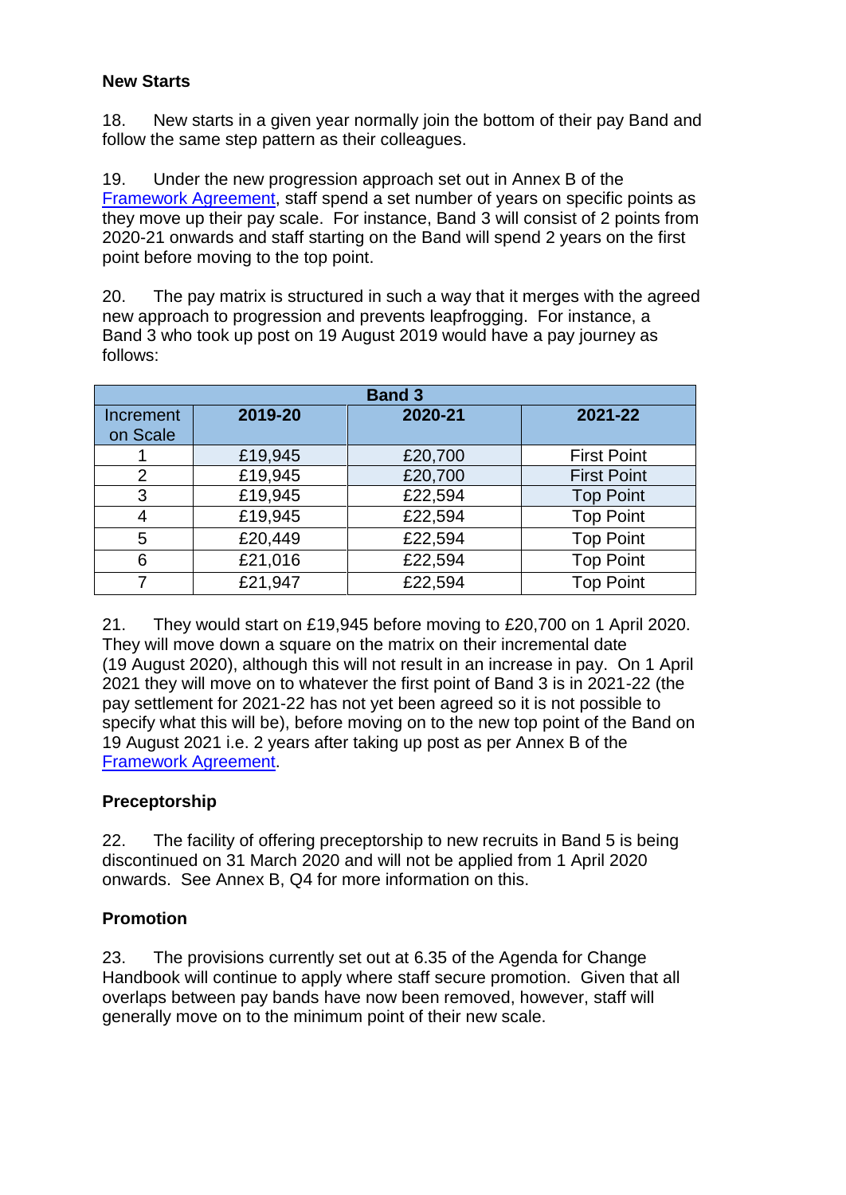**New Starts**

18. New starts in a given year normally join the bottom of their pay Band and follow the same step pattern as their colleagues.

19. Under the new progression approach set out in Annex B of the Framework Agreement, staff spend a set number of years on specific points as they move up their pay scale. For instance, Band 3 will consist of 2 points from 2020-21 onwards and staff starting on the Band will spend 2 years on the first point before moving to the top point.

20. The pay matrix is structured in such a way that it merges with the agreed new approach to progression and prevents leapfrogging. For instance, a Band 3 who took up post on 19 August 2019 would have a pay journey as follows:

| Band 3 | | | |
|---|---|---|---|
| Increment on Scale | 2019-20 | 2020-21 | 2021-22 |
| 1 | £19,945 | £20,700 | First Point |
| 2 | £19,945 | £20,700 | First Point |
| 3 | £19,945 | £22,594 | Top Point |
| 4 | £19,945 | £22,594 | Top Point |
| 5 | £20,449 | £22,594 | Top Point |
| 6 | £21,016 | £22,594 | Top Point |
| 7 | £21,947 | £22,594 | Top Point |

21. They would start on £19,945 before moving to £20,700 on 1 April 2020. They will move down a square on the matrix on their incremental date (19 August 2020), although this will not result in an increase in pay. On 1 April 2021 they will move on to whatever the first point of Band 3 is in 2021-22 (the pay settlement for 2021-22 has not yet been agreed so it is not possible to specify what this will be), before moving on to the new top point of the Band on 19 August 2021 i.e. 2 years after taking up post as per Annex B of the Framework Agreement.

**Preceptorship**

22. The facility of offering preceptorship to new recruits in Band 5 is being discontinued on 31 March 2020 and will not be applied from 1 April 2020 onwards. See Annex B, Q4 for more information on this.

**Promotion**

23. The provisions currently set out at 6.35 of the Agenda for Change Handbook will continue to apply where staff secure promotion. Given that all overlaps between pay bands have now been removed, however, staff will generally move on to the minimum point of their new scale.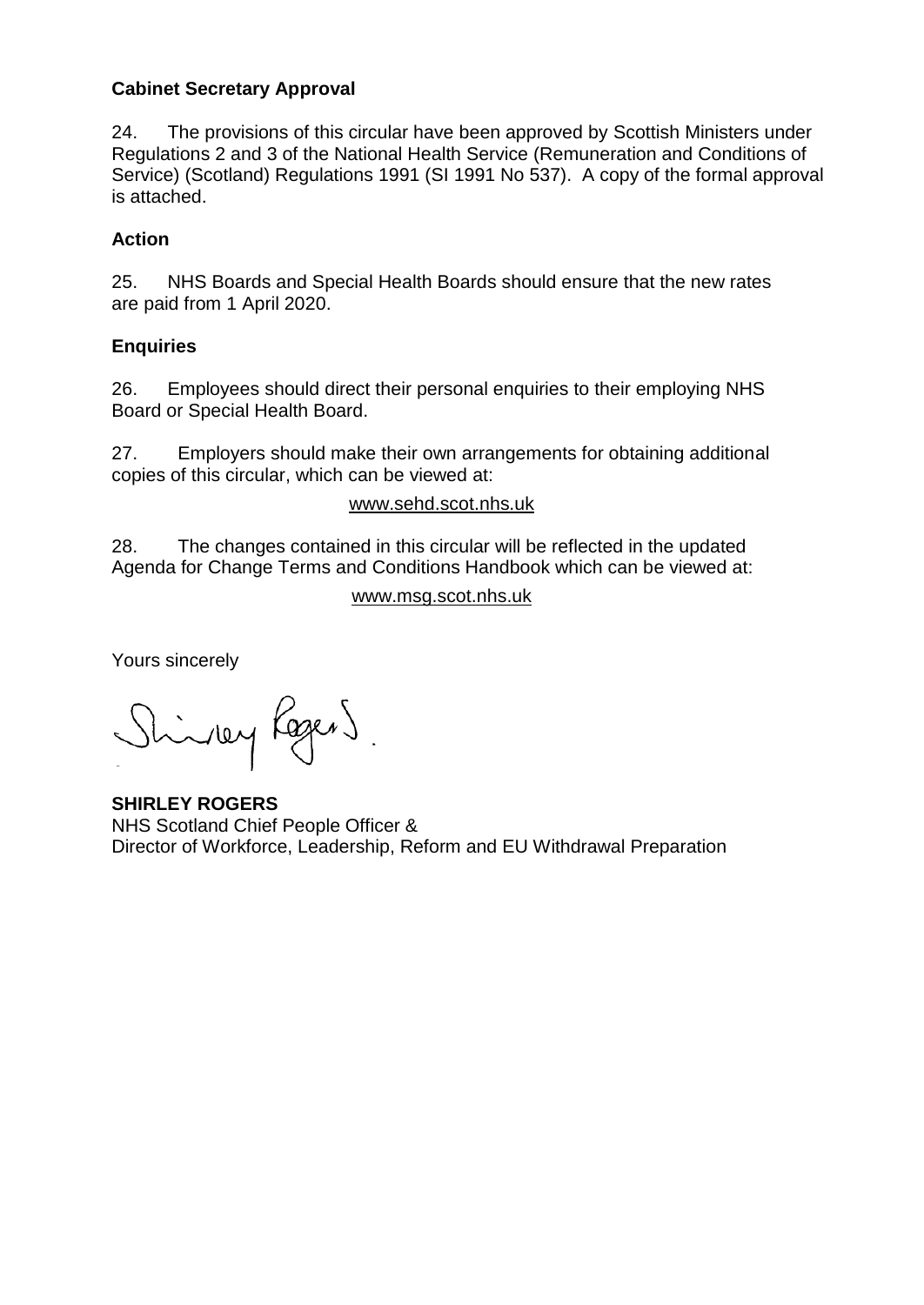**Cabinet Secretary Approval**

24. The provisions of this circular have been approved by Scottish Ministers under Regulations 2 and 3 of the National Health Service (Remuneration and Conditions of Service) (Scotland) Regulations 1991 (SI 1991 No 537). A copy of the formal approval is attached.

**Action**

25. NHS Boards and Special Health Boards should ensure that the new rates are paid from 1 April 2020.

**Enquiries**

26. Employees should direct their personal enquiries to their employing NHS Board or Special Health Board.

27. Employers should make their own arrangements for obtaining additional copies of this circular, which can be viewed at:

www.sehd.scot.nhs.uk

28. The changes contained in this circular will be reflected in the updated Agenda for Change Terms and Conditions Handbook which can be viewed at:

www.msg.scot.nhs.uk

Yours sincerely

Shirley Rogers

**SHIRLEY ROGERS**
NHS Scotland Chief People Officer &
Director of Workforce, Leadership, Reform and EU Withdrawal Preparation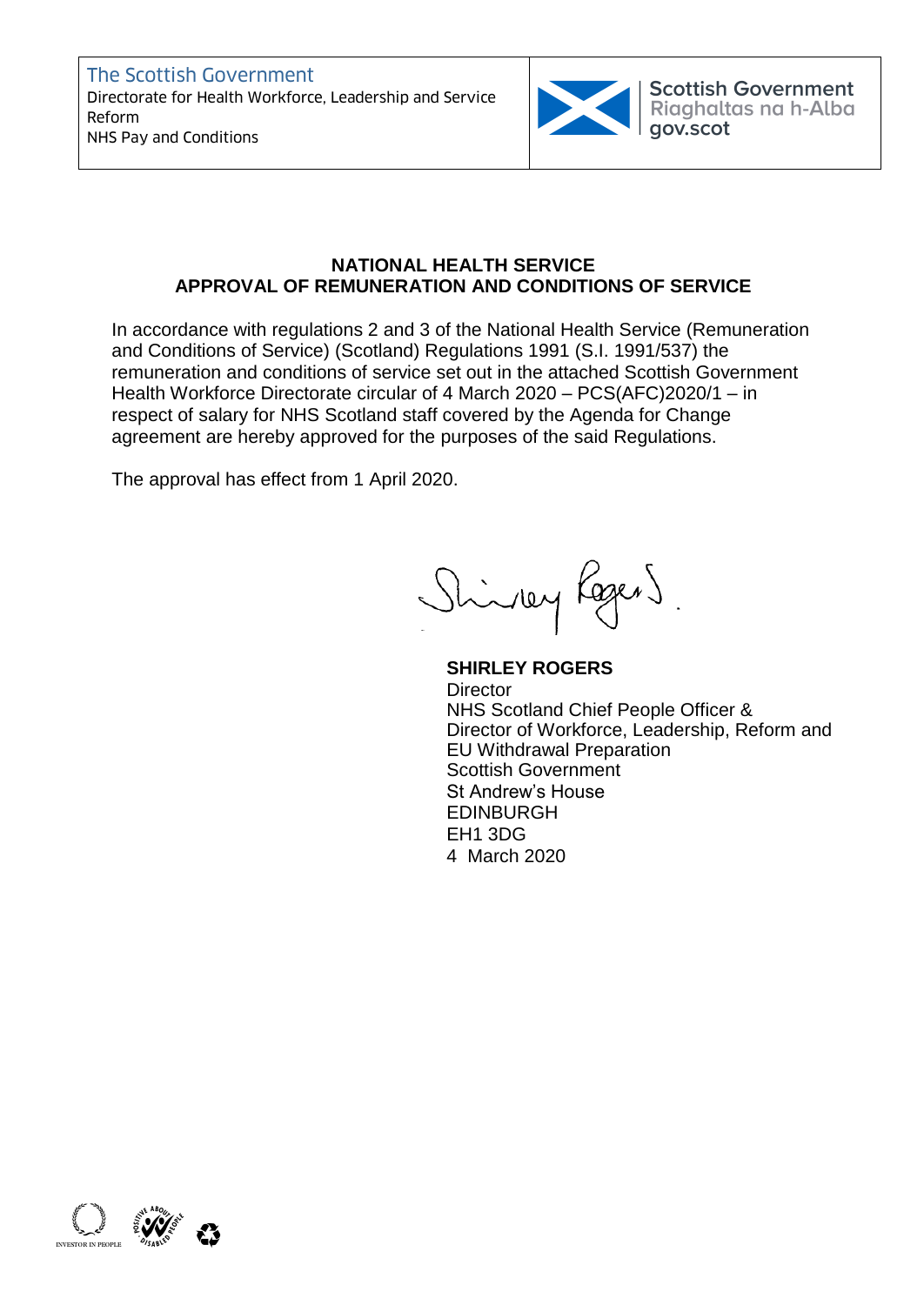The Scottish Government
Directorate for Health Workforce, Leadership and Service Reform
NHS Pay and Conditions

Scottish Government
Riaghaltas na h-Alba
gov.scot

**NATIONAL HEALTH SERVICE**
**APPROVAL OF REMUNERATION AND CONDITIONS OF SERVICE**

In accordance with regulations 2 and 3 of the National Health Service (Remuneration and Conditions of Service) (Scotland) Regulations 1991 (S.I. 1991/537) the remuneration and conditions of service set out in the attached Scottish Government Health Workforce Directorate circular of 4 March 2020 – PCS(AFC)2020/1 – in respect of salary for NHS Scotland staff covered by the Agenda for Change agreement are hereby approved for the purposes of the said Regulations.

The approval has effect from 1 April 2020.

**SHIRLEY ROGERS**
Director
NHS Scotland Chief People Officer &
Director of Workforce, Leadership, Reform and EU Withdrawal Preparation
Scottish Government
St Andrew's House
EDINBURGH
EH1 3DG
4 March 2020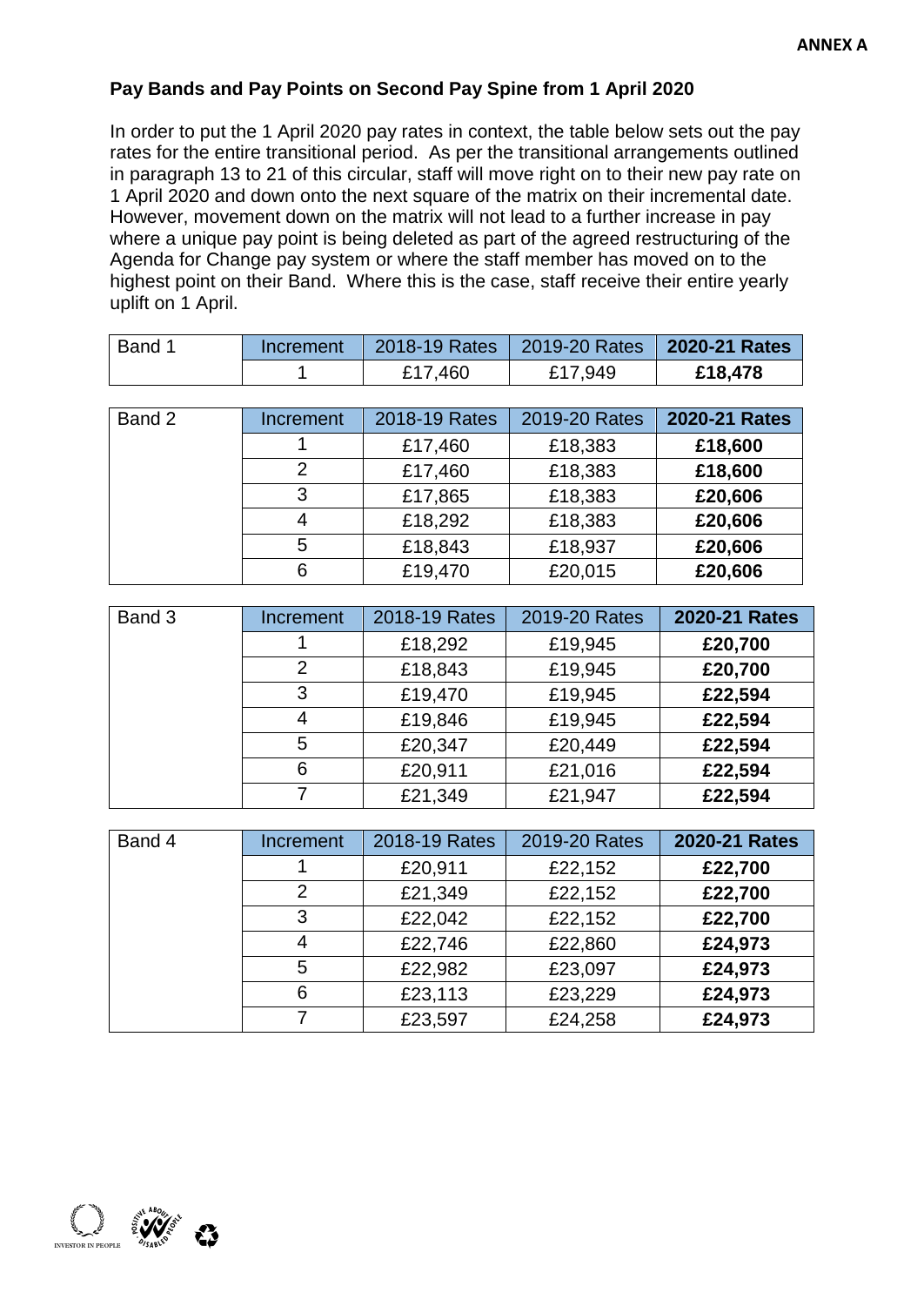**ANNEX A**

## Pay Bands and Pay Points on Second Pay Spine from 1 April 2020

In order to put the 1 April 2020 pay rates in context, the table below sets out the pay rates for the entire transitional period. As per the transitional arrangements outlined in paragraph 13 to 21 of this circular, staff will move right on to their new pay rate on 1 April 2020 and down onto the next square of the matrix on their incremental date. However, movement down on the matrix will not lead to a further increase in pay where a unique pay point is being deleted as part of the agreed restructuring of the Agenda for Change pay system or where the staff member has moved on to the highest point on their Band. Where this is the case, staff receive their entire yearly uplift on 1 April.

| Band 1 | Increment | 2018-19 Rates | 2019-20 Rates | **2020-21 Rates** |
|---|---|---|---|---|
| | 1 | £17,460 | £17,949 | **£18,478** |

| Band 2 | Increment | 2018-19 Rates | 2019-20 Rates | **2020-21 Rates** |
|---|---|---|---|---|
| | 1 | £17,460 | £18,383 | **£18,600** |
| | 2 | £17,460 | £18,383 | **£18,600** |
| | 3 | £17,865 | £18,383 | **£20,606** |
| | 4 | £18,292 | £18,383 | **£20,606** |
| | 5 | £18,843 | £18,937 | **£20,606** |
| | 6 | £19,470 | £20,015 | **£20,606** |

| Band 3 | Increment | 2018-19 Rates | 2019-20 Rates | **2020-21 Rates** |
|---|---|---|---|---|
| | 1 | £18,292 | £19,945 | **£20,700** |
| | 2 | £18,843 | £19,945 | **£20,700** |
| | 3 | £19,470 | £19,945 | **£22,594** |
| | 4 | £19,846 | £19,945 | **£22,594** |
| | 5 | £20,347 | £20,449 | **£22,594** |
| | 6 | £20,911 | £21,016 | **£22,594** |
| | 7 | £21,349 | £21,947 | **£22,594** |

| Band 4 | Increment | 2018-19 Rates | 2019-20 Rates | **2020-21 Rates** |
|---|---|---|---|---|
| | 1 | £20,911 | £22,152 | **£22,700** |
| | 2 | £21,349 | £22,152 | **£22,700** |
| | 3 | £22,042 | £22,152 | **£22,700** |
| | 4 | £22,746 | £22,860 | **£24,973** |
| | 5 | £22,982 | £23,097 | **£24,973** |
| | 6 | £23,113 | £23,229 | **£24,973** |
| | 7 | £23,597 | £24,258 | **£24,973** |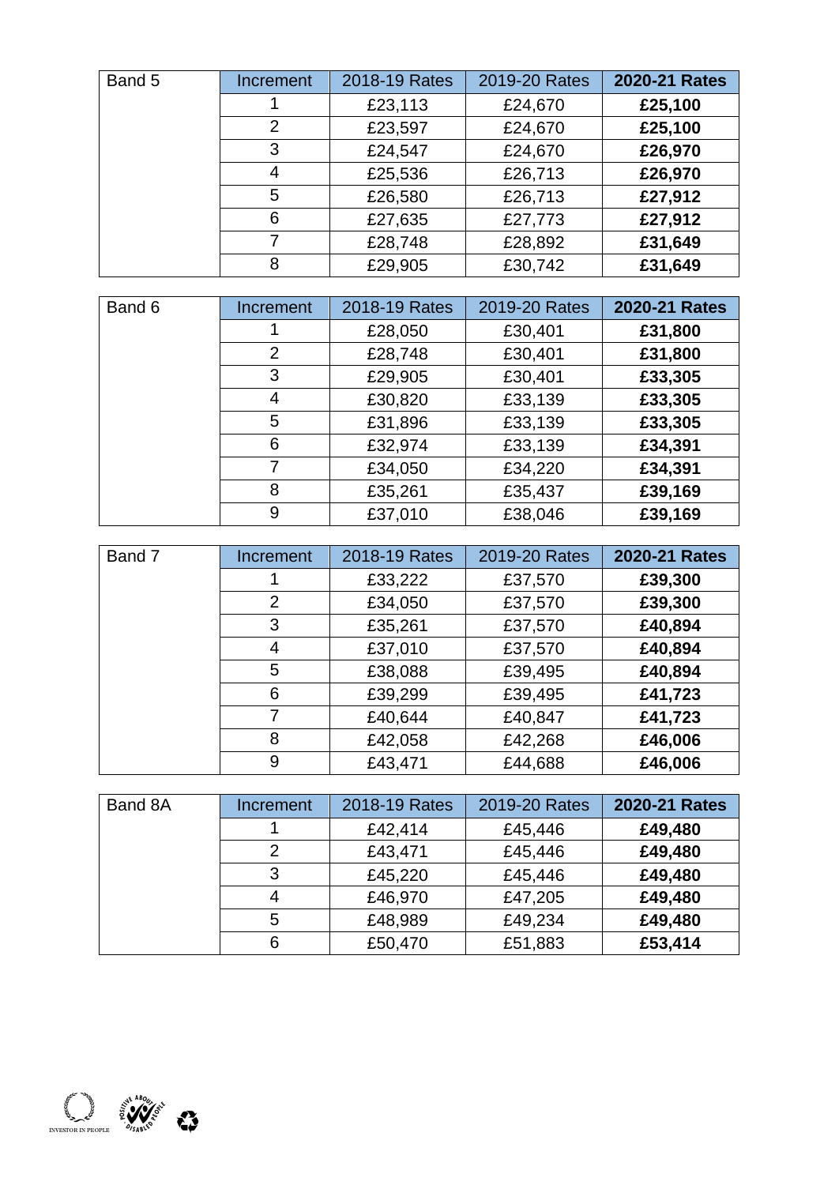| Band 5 | Increment | 2018-19 Rates | 2019-20 Rates | **2020-21 Rates** |
|---|---|---|---|---|
| | 1 | £23,113 | £24,670 | **£25,100** |
| | 2 | £23,597 | £24,670 | **£25,100** |
| | 3 | £24,547 | £24,670 | **£26,970** |
| | 4 | £25,536 | £26,713 | **£26,970** |
| | 5 | £26,580 | £26,713 | **£27,912** |
| | 6 | £27,635 | £27,773 | **£27,912** |
| | 7 | £28,748 | £28,892 | **£31,649** |
| | 8 | £29,905 | £30,742 | **£31,649** |

| Band 6 | Increment | 2018-19 Rates | 2019-20 Rates | **2020-21 Rates** |
|---|---|---|---|---|
| | 1 | £28,050 | £30,401 | **£31,800** |
| | 2 | £28,748 | £30,401 | **£31,800** |
| | 3 | £29,905 | £30,401 | **£33,305** |
| | 4 | £30,820 | £33,139 | **£33,305** |
| | 5 | £31,896 | £33,139 | **£33,305** |
| | 6 | £32,974 | £33,139 | **£34,391** |
| | 7 | £34,050 | £34,220 | **£34,391** |
| | 8 | £35,261 | £35,437 | **£39,169** |
| | 9 | £37,010 | £38,046 | **£39,169** |

| Band 7 | Increment | 2018-19 Rates | 2019-20 Rates | **2020-21 Rates** |
|---|---|---|---|---|
| | 1 | £33,222 | £37,570 | **£39,300** |
| | 2 | £34,050 | £37,570 | **£39,300** |
| | 3 | £35,261 | £37,570 | **£40,894** |
| | 4 | £37,010 | £37,570 | **£40,894** |
| | 5 | £38,088 | £39,495 | **£40,894** |
| | 6 | £39,299 | £39,495 | **£41,723** |
| | 7 | £40,644 | £40,847 | **£41,723** |
| | 8 | £42,058 | £42,268 | **£46,006** |
| | 9 | £43,471 | £44,688 | **£46,006** |

| Band 8A | Increment | 2018-19 Rates | 2019-20 Rates | **2020-21 Rates** |
|---|---|---|---|---|
| | 1 | £42,414 | £45,446 | **£49,480** |
| | 2 | £43,471 | £45,446 | **£49,480** |
| | 3 | £45,220 | £45,446 | **£49,480** |
| | 4 | £46,970 | £47,205 | **£49,480** |
| | 5 | £48,989 | £49,234 | **£49,480** |
| | 6 | £50,470 | £51,883 | **£53,414** |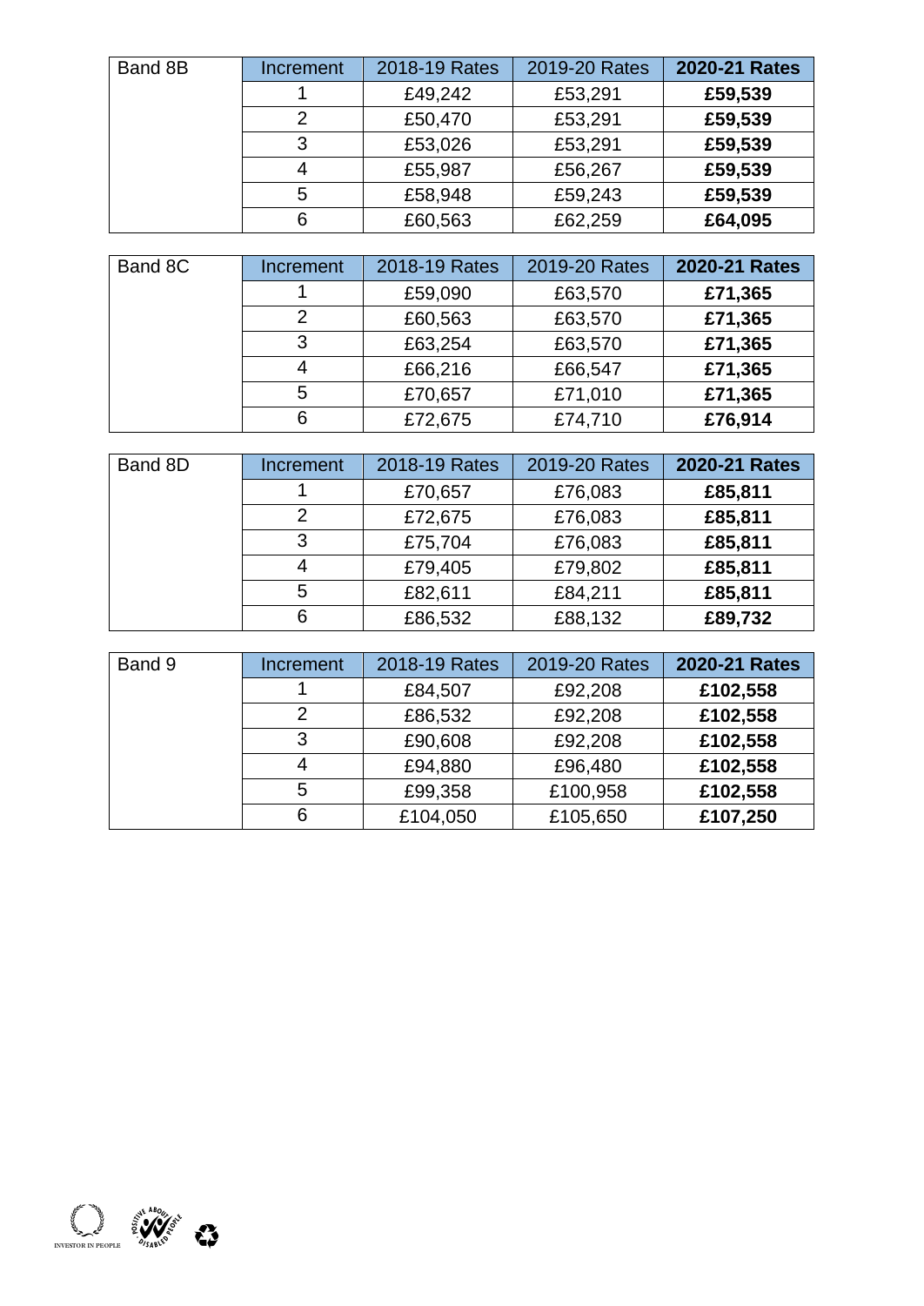| Band 8B | Increment | 2018-19 Rates | 2019-20 Rates | **2020-21 Rates** |
|---|---|---|---|---|
| | 1 | £49,242 | £53,291 | **£59,539** |
| | 2 | £50,470 | £53,291 | **£59,539** |
| | 3 | £53,026 | £53,291 | **£59,539** |
| | 4 | £55,987 | £56,267 | **£59,539** |
| | 5 | £58,948 | £59,243 | **£59,539** |
| | 6 | £60,563 | £62,259 | **£64,095** |

| Band 8C | Increment | 2018-19 Rates | 2019-20 Rates | **2020-21 Rates** |
|---|---|---|---|---|
| | 1 | £59,090 | £63,570 | **£71,365** |
| | 2 | £60,563 | £63,570 | **£71,365** |
| | 3 | £63,254 | £63,570 | **£71,365** |
| | 4 | £66,216 | £66,547 | **£71,365** |
| | 5 | £70,657 | £71,010 | **£71,365** |
| | 6 | £72,675 | £74,710 | **£76,914** |

| Band 8D | Increment | 2018-19 Rates | 2019-20 Rates | **2020-21 Rates** |
|---|---|---|---|---|
| | 1 | £70,657 | £76,083 | **£85,811** |
| | 2 | £72,675 | £76,083 | **£85,811** |
| | 3 | £75,704 | £76,083 | **£85,811** |
| | 4 | £79,405 | £79,802 | **£85,811** |
| | 5 | £82,611 | £84,211 | **£85,811** |
| | 6 | £86,532 | £88,132 | **£89,732** |

| Band 9 | Increment | 2018-19 Rates | 2019-20 Rates | **2020-21 Rates** |
|---|---|---|---|---|
| | 1 | £84,507 | £92,208 | **£102,558** |
| | 2 | £86,532 | £92,208 | **£102,558** |
| | 3 | £90,608 | £92,208 | **£102,558** |
| | 4 | £94,880 | £96,480 | **£102,558** |
| | 5 | £99,358 | £100,958 | **£102,558** |
| | 6 | £104,050 | £105,650 | **£107,250** |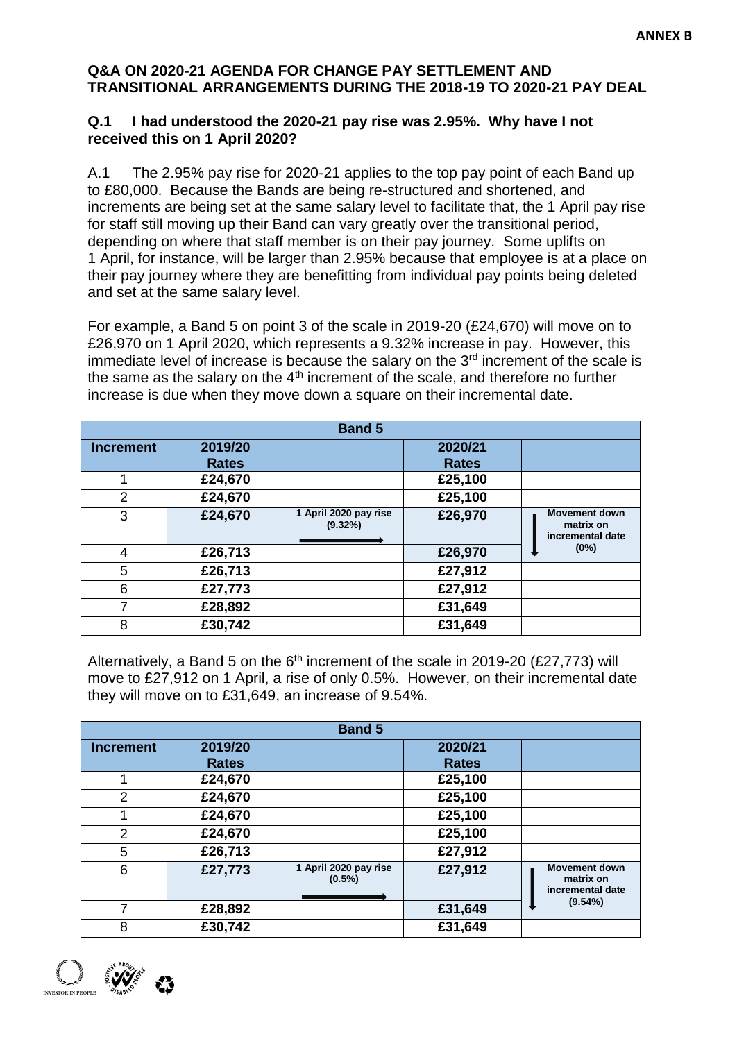ANNEX B

**Q&A ON 2020-21 AGENDA FOR CHANGE PAY SETTLEMENT AND TRANSITIONAL ARRANGEMENTS DURING THE 2018-19 TO 2020-21 PAY DEAL**

### Q.1 I had understood the 2020-21 pay rise was 2.95%. Why have I not received this on 1 April 2020?

A.1 The 2.95% pay rise for 2020-21 applies to the top pay point of each Band up to £80,000. Because the Bands are being re-structured and shortened, and increments are being set at the same salary level to facilitate that, the 1 April pay rise for staff still moving up their Band can vary greatly over the transitional period, depending on where that staff member is on their pay journey. Some uplifts on 1 April, for instance, will be larger than 2.95% because that employee is at a place on their pay journey where they are benefitting from individual pay points being deleted and set at the same salary level.

For example, a Band 5 on point 3 of the scale in 2019-20 (£24,670) will move on to £26,970 on 1 April 2020, which represents a 9.32% increase in pay. However, this immediate level of increase is because the salary on the 3rd increment of the scale is the same as the salary on the 4th increment of the scale, and therefore no further increase is due when they move down a square on their incremental date.

| Band 5 | | | | |
|---|---|---|---|---|
| **Increment** | **2019/20 Rates** | | **2020/21 Rates** | |
| 1 | £24,670 | | £25,100 | |
| 2 | £24,670 | | £25,100 | |
| 3 | £24,670 | 1 April 2020 pay rise (9.32%) → | £26,970 | Movement down matrix on incremental date (0%) ↓ |
| 4 | £26,713 | | £26,970 | |
| 5 | £26,713 | | £27,912 | |
| 6 | £27,773 | | £27,912 | |
| 7 | £28,892 | | £31,649 | |
| 8 | £30,742 | | £31,649 | |

Alternatively, a Band 5 on the 6th increment of the scale in 2019-20 (£27,773) will move to £27,912 on 1 April, a rise of only 0.5%. However, on their incremental date they will move on to £31,649, an increase of 9.54%.

| Band 5 | | | | |
|---|---|---|---|---|
| **Increment** | **2019/20 Rates** | | **2020/21 Rates** | |
| 1 | £24,670 | | £25,100 | |
| 2 | £24,670 | | £25,100 | |
| 1 | £24,670 | | £25,100 | |
| 2 | £24,670 | | £25,100 | |
| 5 | £26,713 | | £27,912 | |
| 6 | £27,773 | 1 April 2020 pay rise (0.5%) → | £27,912 | Movement down matrix on incremental date (9.54%) ↓ |
| 7 | £28,892 | | £31,649 | |
| 8 | £30,742 | | £31,649 | |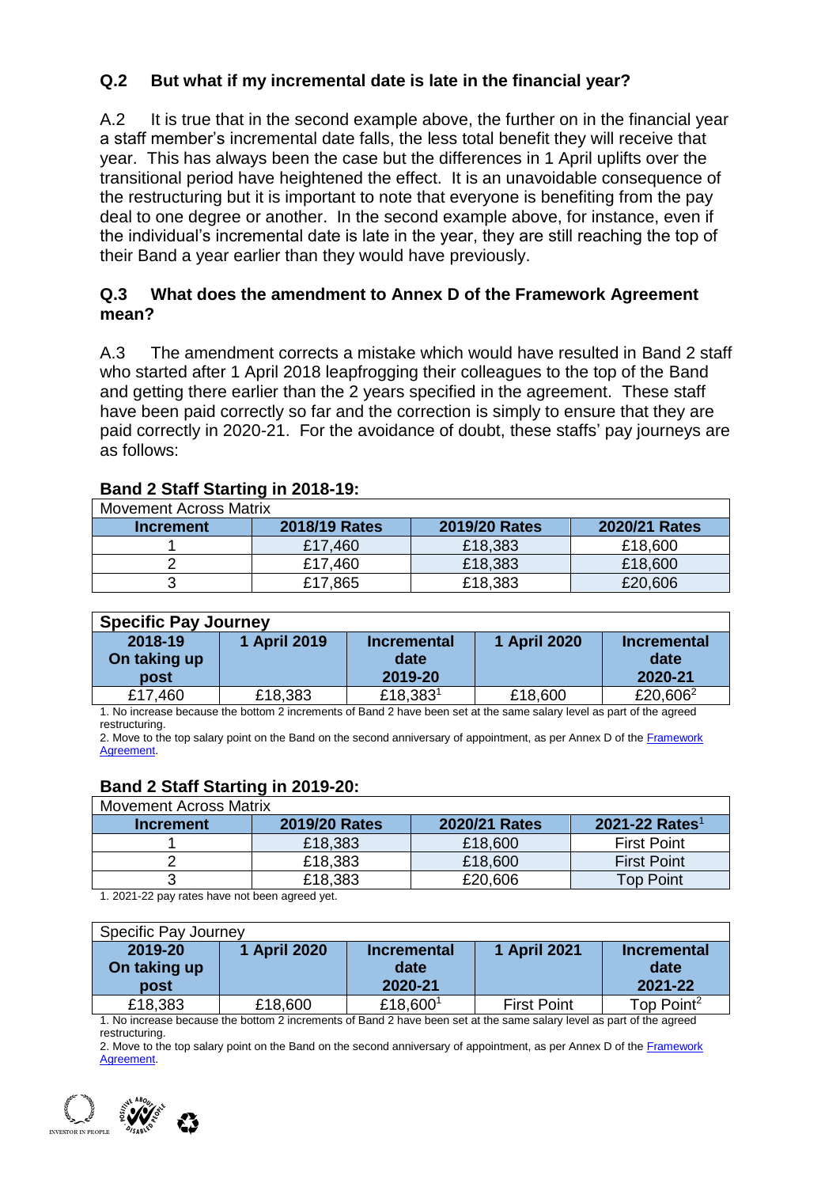**Q.2 But what if my incremental date is late in the financial year?**

A.2 It is true that in the second example above, the further on in the financial year a staff member's incremental date falls, the less total benefit they will receive that year. This has always been the case but the differences in 1 April uplifts over the transitional period have heightened the effect. It is an unavoidable consequence of the restructuring but it is important to note that everyone is benefiting from the pay deal to one degree or another. In the second example above, for instance, even if the individual's incremental date is late in the year, they are still reaching the top of their Band a year earlier than they would have previously.

**Q.3 What does the amendment to Annex D of the Framework Agreement mean?**

A.3 The amendment corrects a mistake which would have resulted in Band 2 staff who started after 1 April 2018 leapfrogging their colleagues to the top of the Band and getting there earlier than the 2 years specified in the agreement. These staff have been paid correctly so far and the correction is simply to ensure that they are paid correctly in 2020-21. For the avoidance of doubt, these staffs' pay journeys are as follows:

**Band 2 Staff Starting in 2018-19:**

| Movement Across Matrix | | | |
|---|---|---|---|
| **Increment** | **2018/19 Rates** | **2019/20 Rates** | **2020/21 Rates** |
| 1 | £17,460 | £18,383 | £18,600 |
| 2 | £17,460 | £18,383 | £18,600 |
| 3 | £17,865 | £18,383 | £20,606 |

| **Specific Pay Journey** | | | | |
|---|---|---|---|---|
| **2018-19 On taking up post** | **1 April 2019** | **Incremental date 2019-20** | **1 April 2020** | **Incremental date 2020-21** |
| £17,460 | £18,383 | £18,383[1] | £18,600 | £20,606[2] |

1. No increase because the bottom 2 increments of Band 2 have been set at the same salary level as part of the agreed restructuring.
2. Move to the top salary point on the Band on the second anniversary of appointment, as per Annex D of the Framework Agreement.

**Band 2 Staff Starting in 2019-20:**

| Movement Across Matrix | | | |
|---|---|---|---|
| **Increment** | **2019/20 Rates** | **2020/21 Rates** | **2021-22 Rates[1]** |
| 1 | £18,383 | £18,600 | First Point |
| 2 | £18,383 | £18,600 | First Point |
| 3 | £18,383 | £20,606 | Top Point |

1. 2021-22 pay rates have not been agreed yet.

| Specific Pay Journey | | | | |
|---|---|---|---|---|
| **2019-20 On taking up post** | **1 April 2020** | **Incremental date 2020-21** | **1 April 2021** | **Incremental date 2021-22** |
| £18,383 | £18,600 | £18,600[1] | First Point | Top Point[2] |

1. No increase because the bottom 2 increments of Band 2 have been set at the same salary level as part of the agreed restructuring.
2. Move to the top salary point on the Band on the second anniversary of appointment, as per Annex D of the Framework Agreement.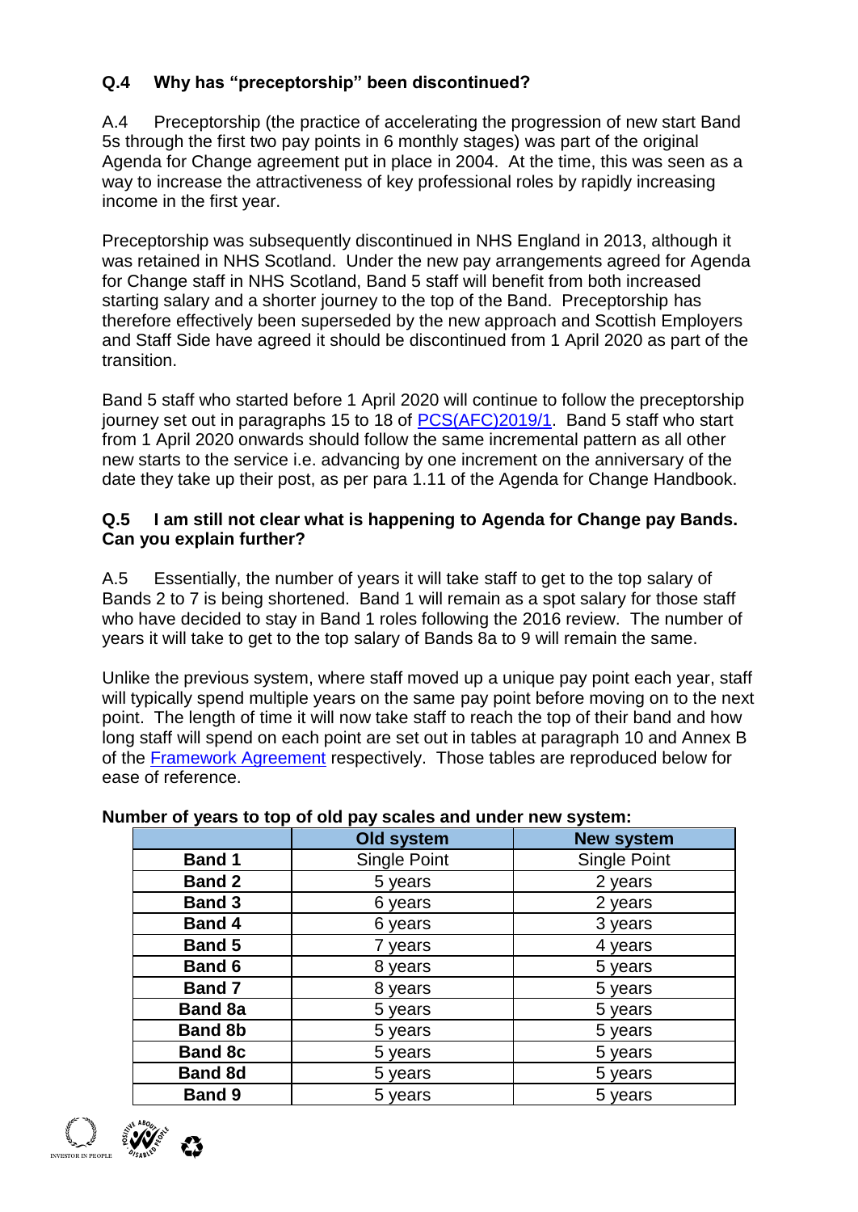### Q.4 Why has "preceptorship" been discontinued?

A.4 Preceptorship (the practice of accelerating the progression of new start Band 5s through the first two pay points in 6 monthly stages) was part of the original Agenda for Change agreement put in place in 2004. At the time, this was seen as a way to increase the attractiveness of key professional roles by rapidly increasing income in the first year.

Preceptorship was subsequently discontinued in NHS England in 2013, although it was retained in NHS Scotland. Under the new pay arrangements agreed for Agenda for Change staff in NHS Scotland, Band 5 staff will benefit from both increased starting salary and a shorter journey to the top of the Band. Preceptorship has therefore effectively been superseded by the new approach and Scottish Employers and Staff Side have agreed it should be discontinued from 1 April 2020 as part of the transition.

Band 5 staff who started before 1 April 2020 will continue to follow the preceptorship journey set out in paragraphs 15 to 18 of PCS(AFC)2019/1. Band 5 staff who start from 1 April 2020 onwards should follow the same incremental pattern as all other new starts to the service i.e. advancing by one increment on the anniversary of the date they take up their post, as per para 1.11 of the Agenda for Change Handbook.

### Q.5 I am still not clear what is happening to Agenda for Change pay Bands. Can you explain further?

A.5 Essentially, the number of years it will take staff to get to the top salary of Bands 2 to 7 is being shortened. Band 1 will remain as a spot salary for those staff who have decided to stay in Band 1 roles following the 2016 review. The number of years it will take to get to the top salary of Bands 8a to 9 will remain the same.

Unlike the previous system, where staff moved up a unique pay point each year, staff will typically spend multiple years on the same pay point before moving on to the next point. The length of time it will now take staff to reach the top of their band and how long staff will spend on each point are set out in tables at paragraph 10 and Annex B of the Framework Agreement respectively. Those tables are reproduced below for ease of reference.

**Number of years to top of old pay scales and under new system:**

| | Old system | New system |
|---|---|---|
| **Band 1** | Single Point | Single Point |
| **Band 2** | 5 years | 2 years |
| **Band 3** | 6 years | 2 years |
| **Band 4** | 6 years | 3 years |
| **Band 5** | 7 years | 4 years |
| **Band 6** | 8 years | 5 years |
| **Band 7** | 8 years | 5 years |
| **Band 8a** | 5 years | 5 years |
| **Band 8b** | 5 years | 5 years |
| **Band 8c** | 5 years | 5 years |
| **Band 8d** | 5 years | 5 years |
| **Band 9** | 5 years | 5 years |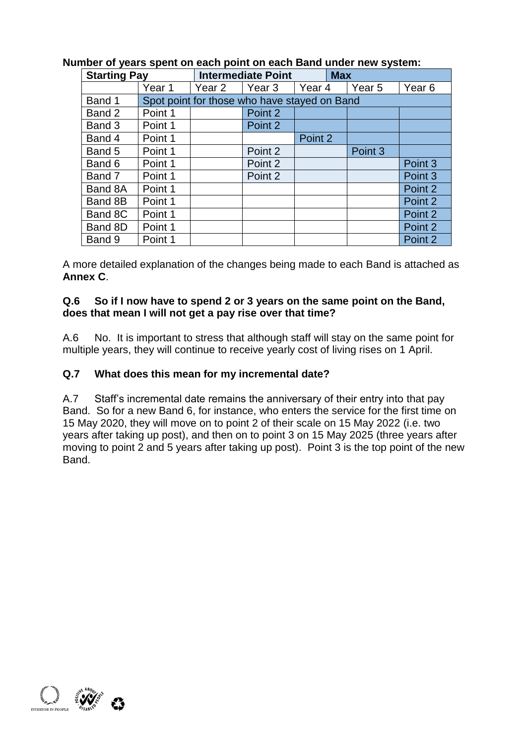**Number of years spent on each point on each Band under new system:**

| Starting Pay | | Intermediate Point | | Max | | |
|---|---|---|---|---|---|---|
| | Year 1 | Year 2 | Year 3 | Year 4 | Year 5 | Year 6 |
| Band 1 | Spot point for those who have stayed on Band | | | | | |
| Band 2 | Point 1 | | Point 2 | | | |
| Band 3 | Point 1 | | Point 2 | | | |
| Band 4 | Point 1 | | | Point 2 | | |
| Band 5 | Point 1 | | Point 2 | | Point 3 | |
| Band 6 | Point 1 | | Point 2 | | | Point 3 |
| Band 7 | Point 1 | | Point 2 | | | Point 3 |
| Band 8A | Point 1 | | | | | Point 2 |
| Band 8B | Point 1 | | | | | Point 2 |
| Band 8C | Point 1 | | | | | Point 2 |
| Band 8D | Point 1 | | | | | Point 2 |
| Band 9 | Point 1 | | | | | Point 2 |

A more detailed explanation of the changes being made to each Band is attached as **Annex C**.

**Q.6 So if I now have to spend 2 or 3 years on the same point on the Band, does that mean I will not get a pay rise over that time?**

A.6 No. It is important to stress that although staff will stay on the same point for multiple years, they will continue to receive yearly cost of living rises on 1 April.

**Q.7 What does this mean for my incremental date?**

A.7 Staff's incremental date remains the anniversary of their entry into that pay Band. So for a new Band 6, for instance, who enters the service for the first time on 15 May 2020, they will move on to point 2 of their scale on 15 May 2022 (i.e. two years after taking up post), and then on to point 3 on 15 May 2025 (three years after moving to point 2 and 5 years after taking up post). Point 3 is the top point of the new Band.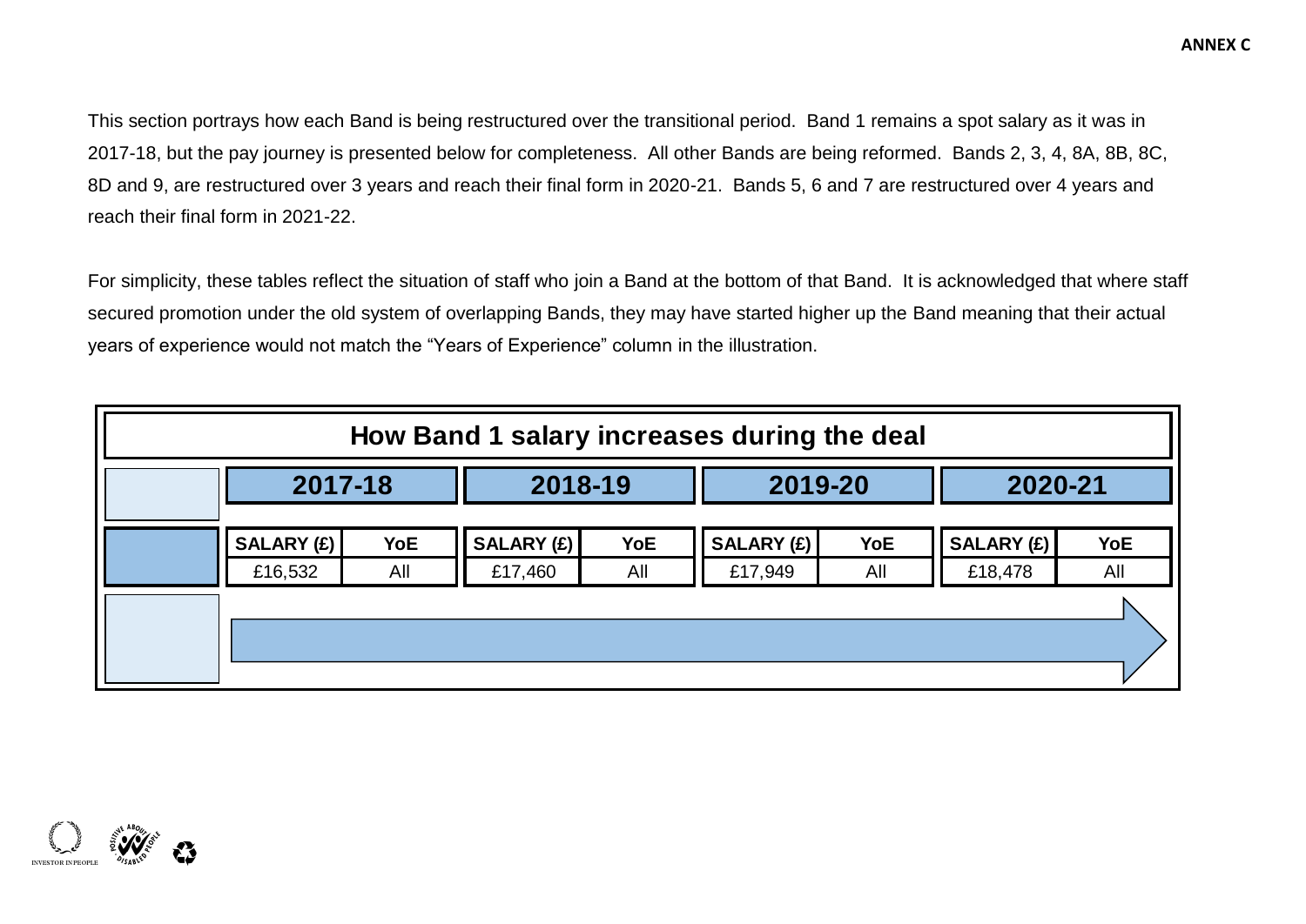**ANNEX C**

This section portrays how each Band is being restructured over the transitional period. Band 1 remains a spot salary as it was in 2017-18, but the pay journey is presented below for completeness. All other Bands are being reformed. Bands 2, 3, 4, 8A, 8B, 8C, 8D and 9, are restructured over 3 years and reach their final form in 2020-21. Bands 5, 6 and 7 are restructured over 4 years and reach their final form in 2021-22.

For simplicity, these tables reflect the situation of staff who join a Band at the bottom of that Band. It is acknowledged that where staff secured promotion under the old system of overlapping Bands, they may have started higher up the Band meaning that their actual years of experience would not match the "Years of Experience" column in the illustration.

**How Band 1 salary increases during the deal**

| | 2017-18 | | 2018-19 | | 2019-20 | | 2020-21 | |
|---|---|---|---|---|---|---|---|---|
| | SALARY (£) | YoE | SALARY (£) | YoE | SALARY (£) | YoE | SALARY (£) | YoE |
| | £16,532 | All | £17,460 | All | £17,949 | All | £18,478 | All |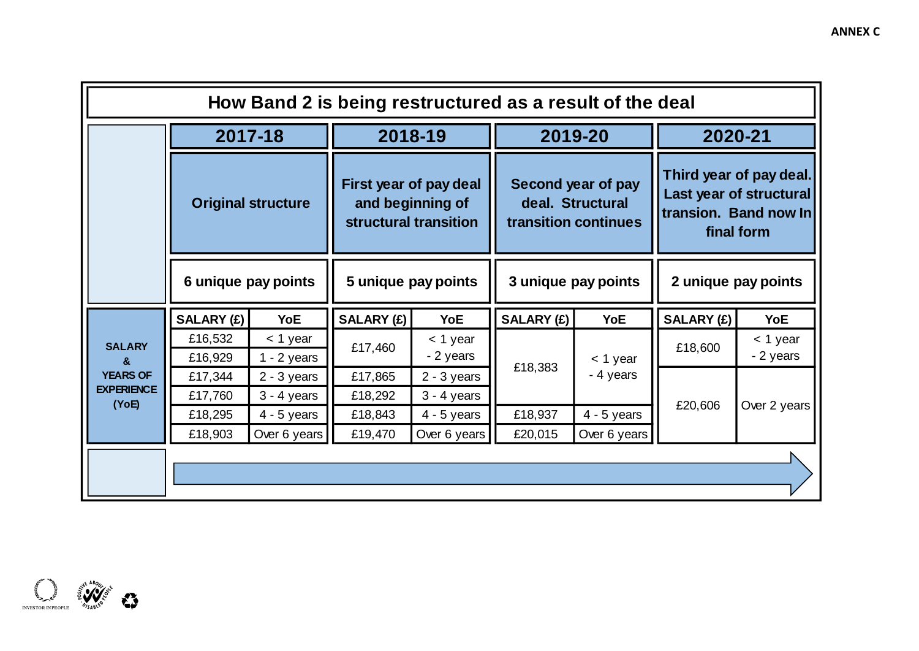ANNEX C

## How Band 2 is being restructured as a result of the deal

| | 2017-18 | | 2018-19 | | 2019-20 | | 2020-21 | |
|---|---|---|---|---|---|---|---|---|
| | Original structure | | First year of pay deal and beginning of structural transition | | Second year of pay deal. Structural transition continues | | Third year of pay deal. Last year of structural transion. Band now In final form | |
| | 6 unique pay points | | 5 unique pay points | | 3 unique pay points | | 2 unique pay points | |
| **SALARY & YEARS OF EXPERIENCE (YoE)** | **SALARY (£)** | **YoE** | **SALARY (£)** | **YoE** | **SALARY (£)** | **YoE** | **SALARY (£)** | **YoE** |
| | £16,532 | < 1 year | £17,460 | < 1 year - 2 years | £18,383 | < 1 year - 4 years | £18,600 | < 1 year - 2 years |
| | £16,929 | 1 - 2 years | | | | | | |
| | £17,344 | 2 - 3 years | £17,865 | 2 - 3 years | | | £20,606 | Over 2 years |
| | £17,760 | 3 - 4 years | £18,292 | 3 - 4 years | | | | |
| | £18,295 | 4 - 5 years | £18,843 | 4 - 5 years | £18,937 | 4 - 5 years | | |
| | £18,903 | Over 6 years | £19,470 | Over 6 years | £20,015 | Over 6 years | | |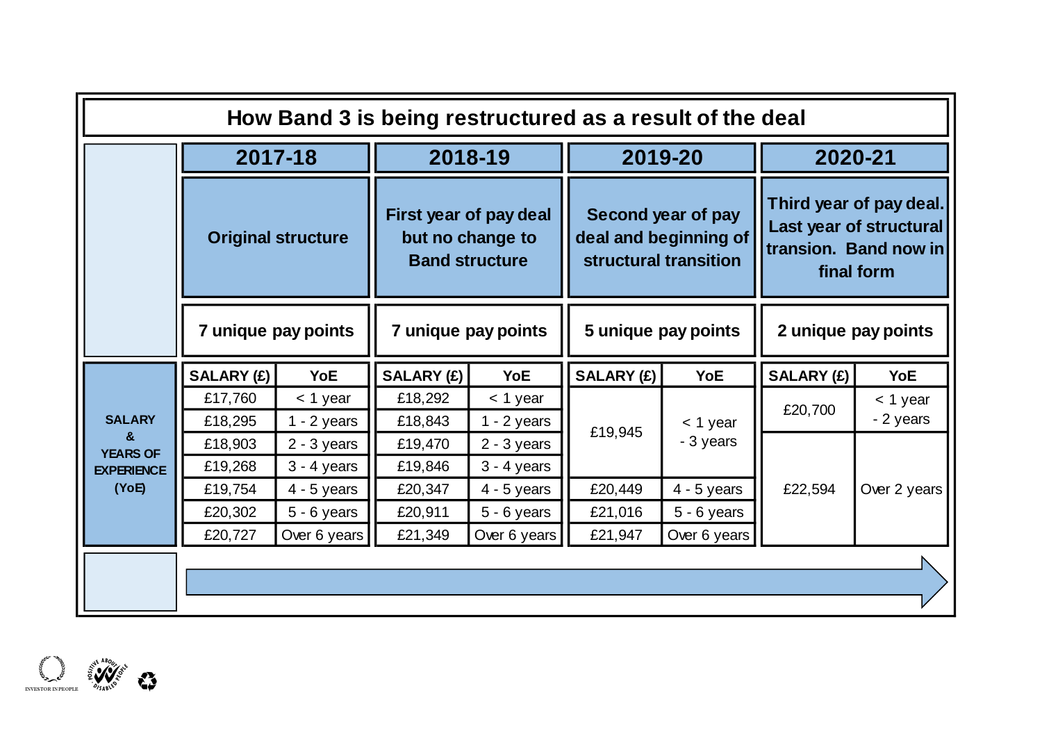# How Band 3 is being restructured as a result of the deal

| | 2017-18 | | 2018-19 | | 2019-20 | | 2020-21 | |
|---|---|---|---|---|---|---|---|---|
| | Original structure | | First year of pay deal but no change to Band structure | | Second year of pay deal and beginning of structural transition | | Third year of pay deal. Last year of structural transion. Band now in final form | |
| | 7 unique pay points | | 7 unique pay points | | 5 unique pay points | | 2 unique pay points | |
| **SALARY & YEARS OF EXPERIENCE (YoE)** | **SALARY (£)** | **YoE** | **SALARY (£)** | **YoE** | **SALARY (£)** | **YoE** | **SALARY (£)** | **YoE** |
| | £17,760 | < 1 year | £18,292 | < 1 year | £19,945 | < 1 year - 3 years | £20,700 | < 1 year - 2 years |
| | £18,295 | 1 - 2 years | £18,843 | 1 - 2 years | | | | |
| | £18,903 | 2 - 3 years | £19,470 | 2 - 3 years | | | £22,594 | Over 2 years |
| | £19,268 | 3 - 4 years | £19,846 | 3 - 4 years | | | | |
| | £19,754 | 4 - 5 years | £20,347 | 4 - 5 years | £20,449 | 4 - 5 years | | |
| | £20,302 | 5 - 6 years | £20,911 | 5 - 6 years | £21,016 | 5 - 6 years | | |
| | £20,727 | Over 6 years | £21,349 | Over 6 years | £21,947 | Over 6 years | | |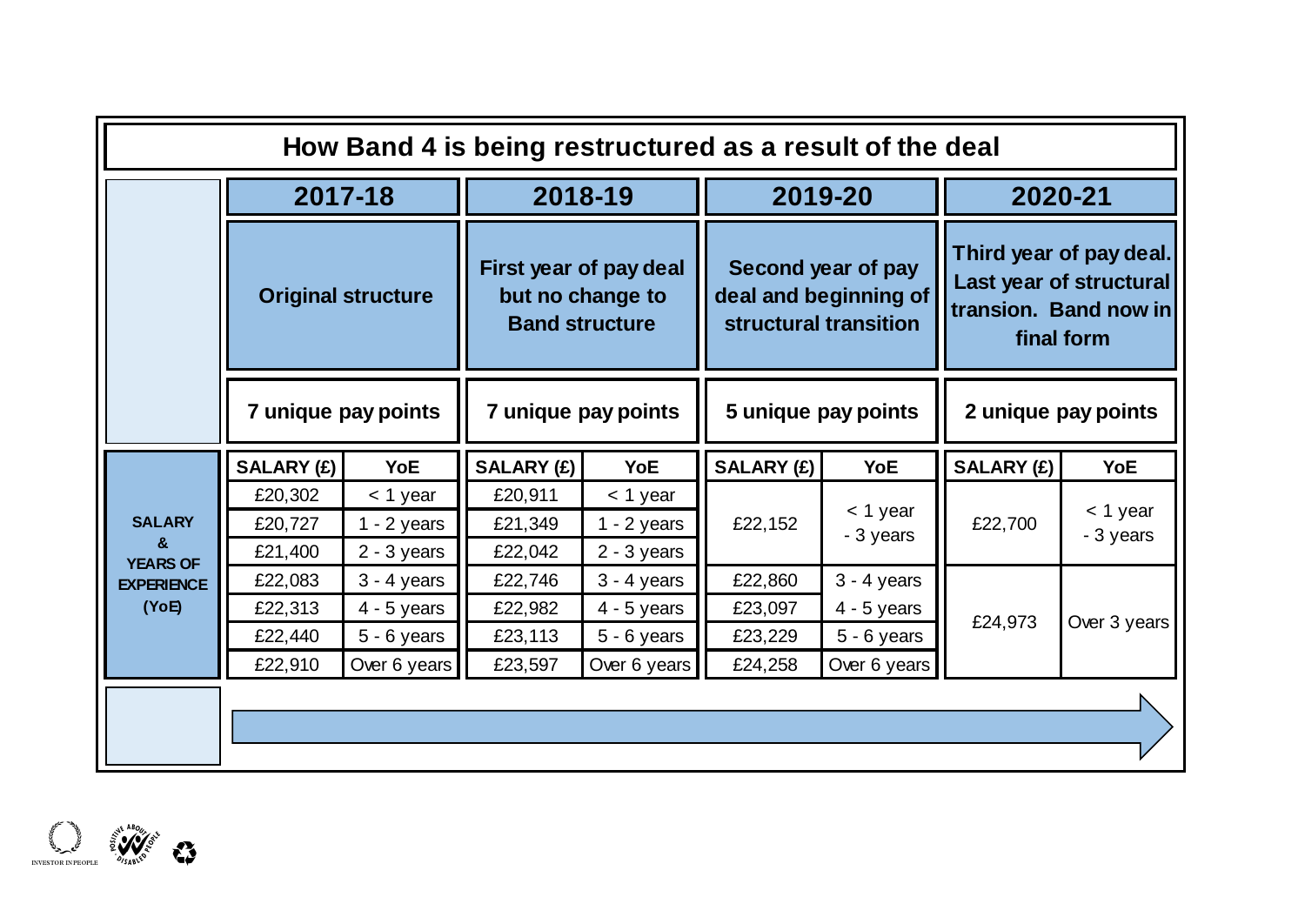## How Band 4 is being restructured as a result of the deal

| | 2017-18 | | 2018-19 | | 2019-20 | | 2020-21 | |
|---|---|---|---|---|---|---|---|---|
| | Original structure | | First year of pay deal but no change to Band structure | | Second year of pay deal and beginning of structural transition | | Third year of pay deal. Last year of structural transion. Band now in final form | |
| | 7 unique pay points | | 7 unique pay points | | 5 unique pay points | | 2 unique pay points | |
| **SALARY & YEARS OF EXPERIENCE (YoE)** | **SALARY (£)** | **YoE** | **SALARY (£)** | **YoE** | **SALARY (£)** | **YoE** | **SALARY (£)** | **YoE** |
| | £20,302 | < 1 year | £20,911 | < 1 year | £22,152 | < 1 year - 3 years | £22,700 | < 1 year - 3 years |
| | £20,727 | 1 - 2 years | £21,349 | 1 - 2 years | | | | |
| | £21,400 | 2 - 3 years | £22,042 | 2 - 3 years | | | | |
| | £22,083 | 3 - 4 years | £22,746 | 3 - 4 years | £22,860 | 3 - 4 years | £24,973 | Over 3 years |
| | £22,313 | 4 - 5 years | £22,982 | 4 - 5 years | £23,097 | 4 - 5 years | | |
| | £22,440 | 5 - 6 years | £23,113 | 5 - 6 years | £23,229 | 5 - 6 years | | |
| | £22,910 | Over 6 years | £23,597 | Over 6 years | £24,258 | Over 6 years | | |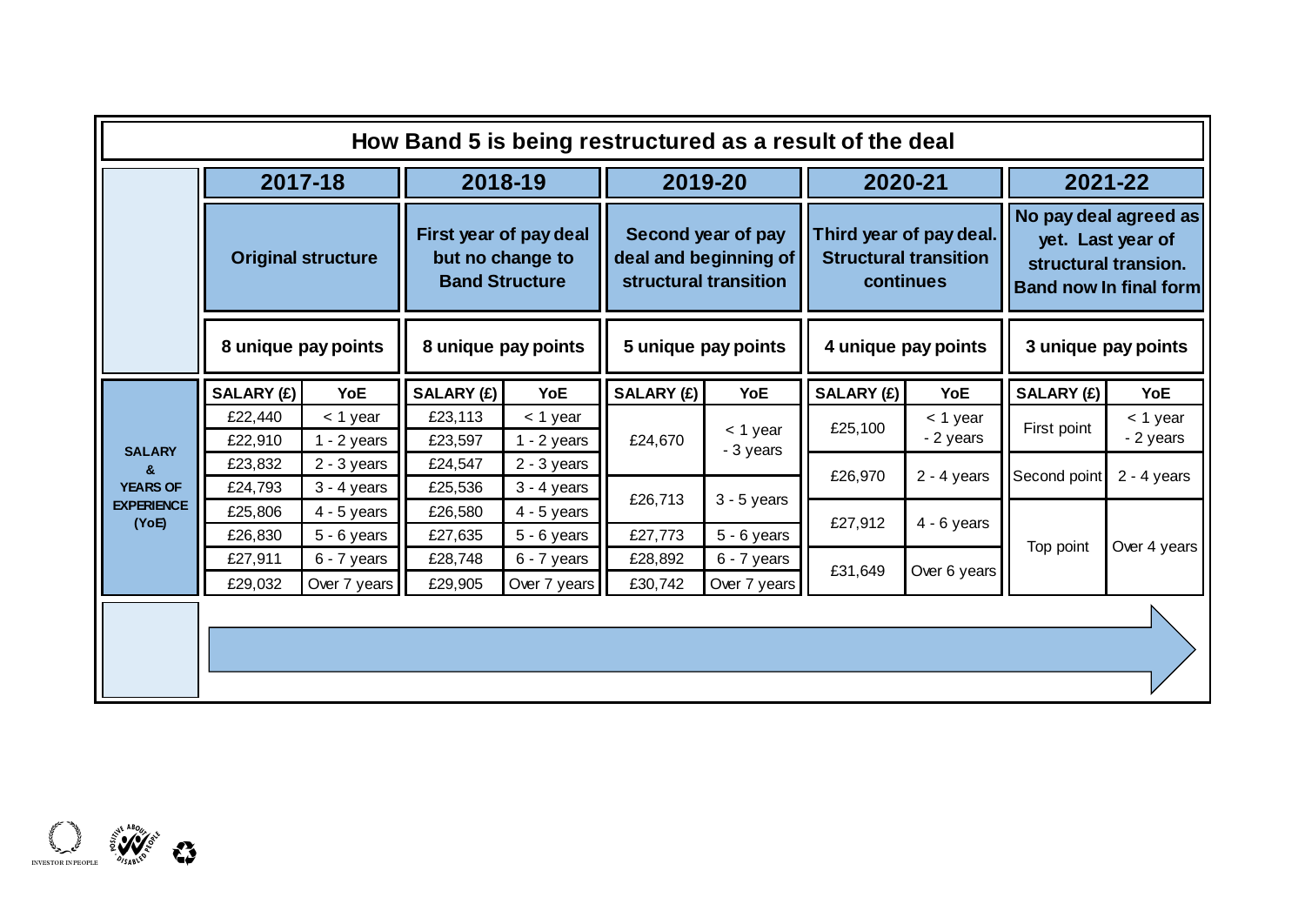## How Band 5 is being restructured as a result of the deal

| | 2017-18 | | 2018-19 | | 2019-20 | | 2020-21 | | 2021-22 | |
|---|---|---|---|---|---|---|---|---|---|---|
| | Original structure | | First year of pay deal but no change to Band Structure | | Second year of pay deal and beginning of structural transition | | Third year of pay deal. Structural transition continues | | No pay deal agreed as yet. Last year of structural transion. Band now In final form | |
| | 8 unique pay points | | 8 unique pay points | | 5 unique pay points | | 4 unique pay points | | 3 unique pay points | |
| **SALARY & YEARS OF EXPERIENCE (YoE)** | **SALARY (£)** | **YoE** | **SALARY (£)** | **YoE** | **SALARY (£)** | **YoE** | **SALARY (£)** | **YoE** | **SALARY (£)** | **YoE** |
| | £22,440 | < 1 year | £23,113 | < 1 year | £24,670 | < 1 year - 3 years | £25,100 | < 1 year - 2 years | First point | < 1 year - 2 years |
| | £22,910 | 1 - 2 years | £23,597 | 1 - 2 years | | | | | | |
| | £23,832 | 2 - 3 years | £24,547 | 2 - 3 years | | | £26,970 | 2 - 4 years | Second point | 2 - 4 years |
| | £24,793 | 3 - 4 years | £25,536 | 3 - 4 years | £26,713 | 3 - 5 years | | | | |
| | £25,806 | 4 - 5 years | £26,580 | 4 - 5 years | | | £27,912 | 4 - 6 years | Top point | Over 4 years |
| | £26,830 | 5 - 6 years | £27,635 | 5 - 6 years | £27,773 | 5 - 6 years | | | | |
| | £27,911 | 6 - 7 years | £28,748 | 6 - 7 years | £28,892 | 6 - 7 years | £31,649 | Over 6 years | | |
| | £29,032 | Over 7 years | £29,905 | Over 7 years | £30,742 | Over 7 years | | | | |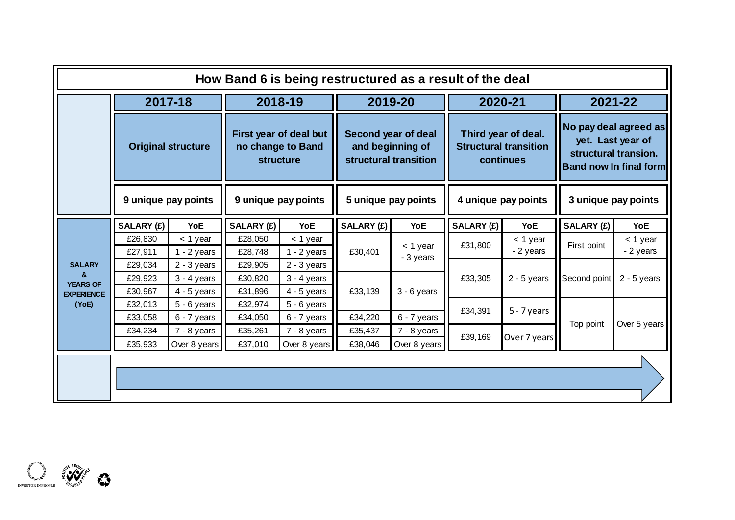## How Band 6 is being restructured as a result of the deal

| | 2017-18 | | 2018-19 | | 2019-20 | | 2020-21 | | 2021-22 | |
|---|---|---|---|---|---|---|---|---|---|---|
| | Original structure | | First year of deal but no change to Band structure | | Second year of deal and beginning of structural transition | | Third year of deal. Structural transition continues | | No pay deal agreed as yet. Last year of structural transion. Band now In final form | |
| | 9 unique pay points | | 9 unique pay points | | 5 unique pay points | | 4 unique pay points | | 3 unique pay points | |
| **SALARY & YEARS OF EXPERIENCE (YoE)** | **SALARY (£)** | **YoE** | **SALARY (£)** | **YoE** | **SALARY (£)** | **YoE** | **SALARY (£)** | **YoE** | **SALARY (£)** | **YoE** |
| | £26,830 | < 1 year | £28,050 | < 1 year | £30,401 | < 1 year - 3 years | £31,800 | < 1 year - 2 years | First point | < 1 year - 2 years |
| | £27,911 | 1 - 2 years | £28,748 | 1 - 2 years | | | | | | |
| | £29,034 | 2 - 3 years | £29,905 | 2 - 3 years | | | £33,305 | 2 - 5 years | Second point | 2 - 5 years |
| | £29,923 | 3 - 4 years | £30,820 | 3 - 4 years | £33,139 | 3 - 6 years | | | | |
| | £30,967 | 4 - 5 years | £31,896 | 4 - 5 years | | | | | | |
| | £32,013 | 5 - 6 years | £32,974 | 5 - 6 years | | | £34,391 | 5 - 7 years | Top point | Over 5 years |
| | £33,058 | 6 - 7 years | £34,050 | 6 - 7 years | £34,220 | 6 - 7 years | | | | |
| | £34,234 | 7 - 8 years | £35,261 | 7 - 8 years | £35,437 | 7 - 8 years | £39,169 | Over 7 years | | |
| | £35,933 | Over 8 years | £37,010 | Over 8 years | £38,046 | Over 8 years | | | | |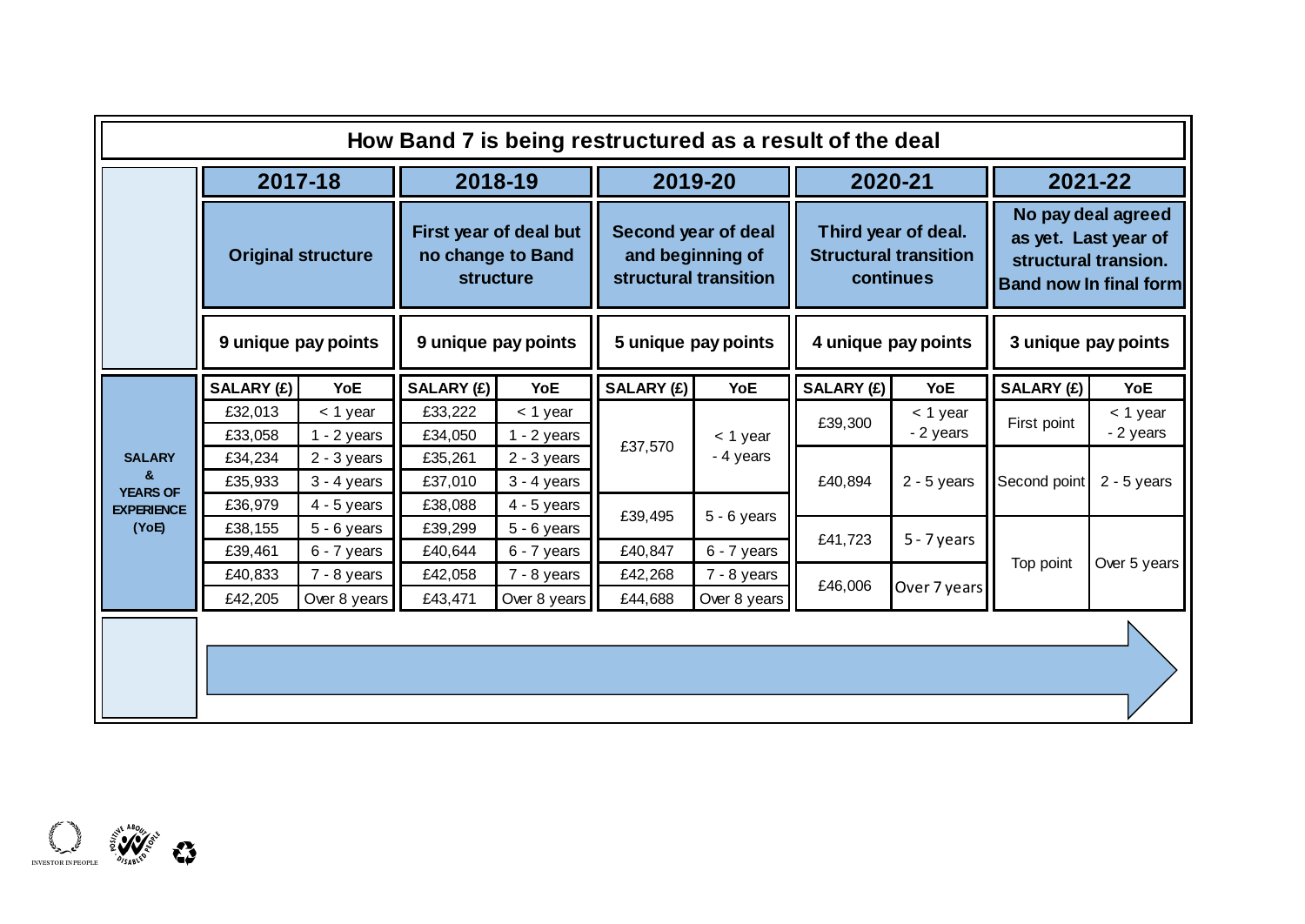## How Band 7 is being restructured as a result of the deal

| | 2017-18 | | 2018-19 | | 2019-20 | | 2020-21 | | 2021-22 | |
|---|---|---|---|---|---|---|---|---|---|---|
| | Original structure | | First year of deal but no change to Band structure | | Second year of deal and beginning of structural transition | | Third year of deal. Structural transition continues | | No pay deal agreed as yet. Last year of structural transion. Band now In final form | |
| | 9 unique pay points | | 9 unique pay points | | 5 unique pay points | | 4 unique pay points | | 3 unique pay points | |
| **SALARY & YEARS OF EXPERIENCE (YoE)** | **SALARY (£)** | **YoE** | **SALARY (£)** | **YoE** | **SALARY (£)** | **YoE** | **SALARY (£)** | **YoE** | **SALARY (£)** | **YoE** |
| | £32,013 | < 1 year | £33,222 | < 1 year | £37,570 | < 1 year - 4 years | £39,300 | < 1 year - 2 years | First point | < 1 year - 2 years |
| | £33,058 | 1 - 2 years | £34,050 | 1 - 2 years | | | | | | |
| | £34,234 | 2 - 3 years | £35,261 | 2 - 3 years | | | £40,894 | 2 - 5 years | Second point | 2 - 5 years |
| | £35,933 | 3 - 4 years | £37,010 | 3 - 4 years | | | | | | |
| | £36,979 | 4 - 5 years | £38,088 | 4 - 5 years | £39,495 | 5 - 6 years | | | | |
| | £38,155 | 5 - 6 years | £39,299 | 5 - 6 years | | | £41,723 | 5 - 7 years | Top point | Over 5 years |
| | £39,461 | 6 - 7 years | £40,644 | 6 - 7 years | £40,847 | 6 - 7 years | | | | |
| | £40,833 | 7 - 8 years | £42,058 | 7 - 8 years | £42,268 | 7 - 8 years | £46,006 | Over 7 years | | |
| | £42,205 | Over 8 years | £43,471 | Over 8 years | £44,688 | Over 8 years | | | | |

INVESTOR IN PEOPLE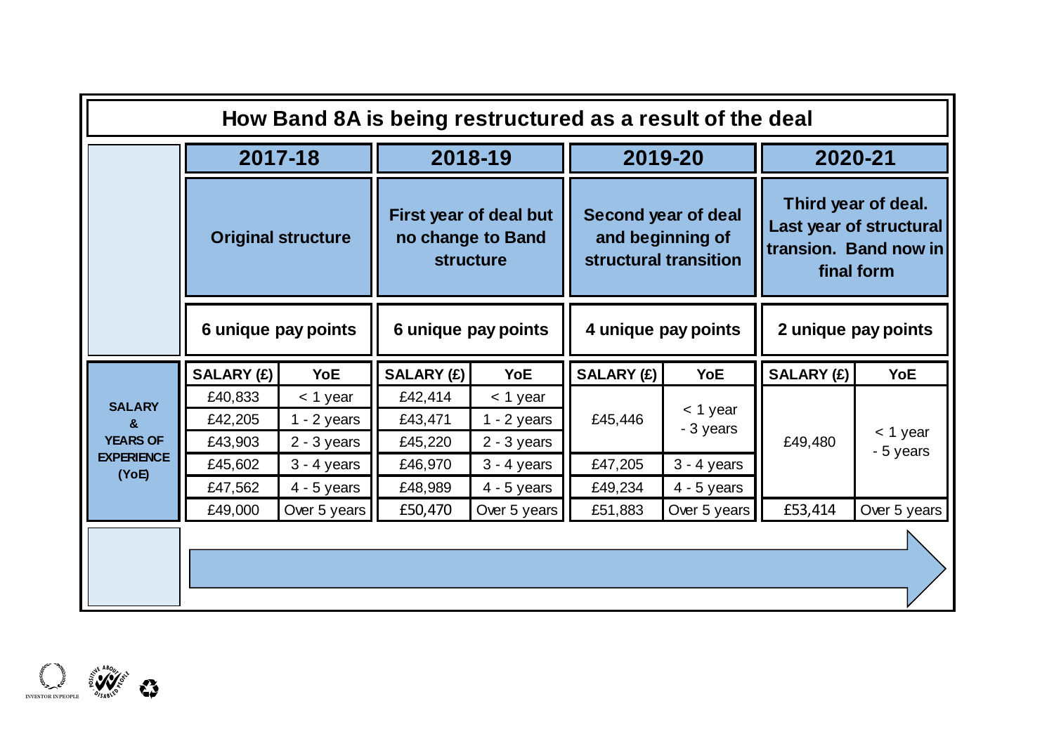# How Band 8A is being restructured as a result of the deal

| | 2017-18 | | 2018-19 | | 2019-20 | | 2020-21 | |
|---|---|---|---|---|---|---|---|---|
| | Original structure | | First year of deal but no change to Band structure | | Second year of deal and beginning of structural transition | | Third year of deal. Last year of structural transion. Band now in final form | |
| | 6 unique pay points | | 6 unique pay points | | 4 unique pay points | | 2 unique pay points | |
| **SALARY & YEARS OF EXPERIENCE (YoE)** | **SALARY (£)** | **YoE** | **SALARY (£)** | **YoE** | **SALARY (£)** | **YoE** | **SALARY (£)** | **YoE** |
| | £40,833 | < 1 year | £42,414 | < 1 year | £45,446 | < 1 year - 3 years | £49,480 | < 1 year - 5 years |
| | £42,205 | 1 - 2 years | £43,471 | 1 - 2 years | | | | |
| | £43,903 | 2 - 3 years | £45,220 | 2 - 3 years | | | | |
| | £45,602 | 3 - 4 years | £46,970 | 3 - 4 years | £47,205 | 3 - 4 years | | |
| | £47,562 | 4 - 5 years | £48,989 | 4 - 5 years | £49,234 | 4 - 5 years | | |
| | £49,000 | Over 5 years | £50,470 | Over 5 years | £51,883 | Over 5 years | £53,414 | Over 5 years |

INVESTOR IN PEOPLE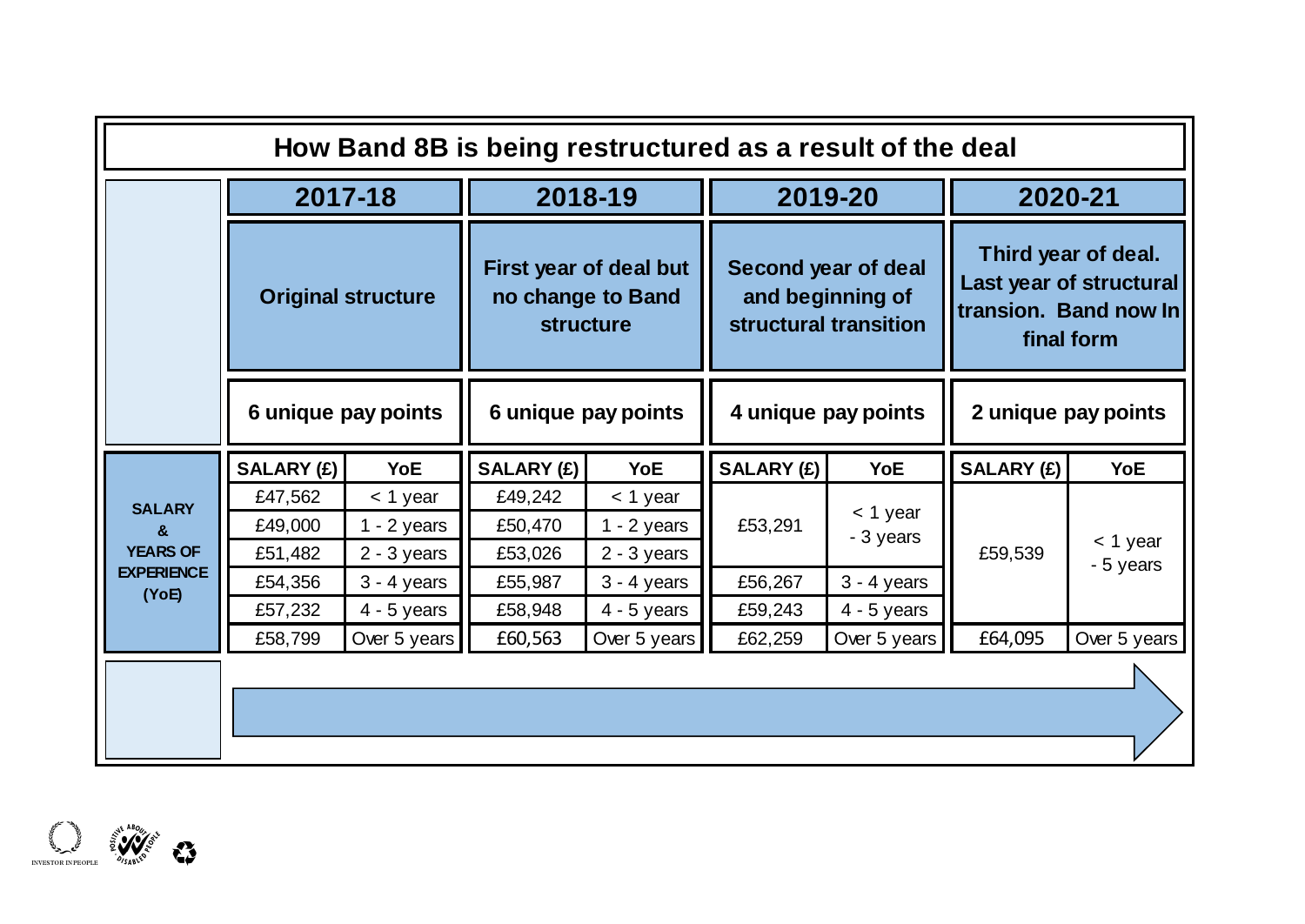## How Band 8B is being restructured as a result of the deal

| | 2017-18 | | 2018-19 | | 2019-20 | | 2020-21 | |
|---|---|---|---|---|---|---|---|---|
| | **Original structure** | | **First year of deal but no change to Band structure** | | **Second year of deal and beginning of structural transition** | | **Third year of deal. Last year of structural transion. Band now In final form** | |
| | **6 unique pay points** | | **6 unique pay points** | | **4 unique pay points** | | **2 unique pay points** | |
| **SALARY & YEARS OF EXPERIENCE (YoE)** | **SALARY (£)** | **YoE** | **SALARY (£)** | **YoE** | **SALARY (£)** | **YoE** | **SALARY (£)** | **YoE** |
| | £47,562 | < 1 year | £49,242 | < 1 year | £53,291 | < 1 year - 3 years | £59,539 | < 1 year - 5 years |
| | £49,000 | 1 - 2 years | £50,470 | 1 - 2 years | | | | |
| | £51,482 | 2 - 3 years | £53,026 | 2 - 3 years | | | | |
| | £54,356 | 3 - 4 years | £55,987 | 3 - 4 years | £56,267 | 3 - 4 years | | |
| | £57,232 | 4 - 5 years | £58,948 | 4 - 5 years | £59,243 | 4 - 5 years | | |
| | £58,799 | Over 5 years | £60,563 | Over 5 years | £62,259 | Over 5 years | £64,095 | Over 5 years |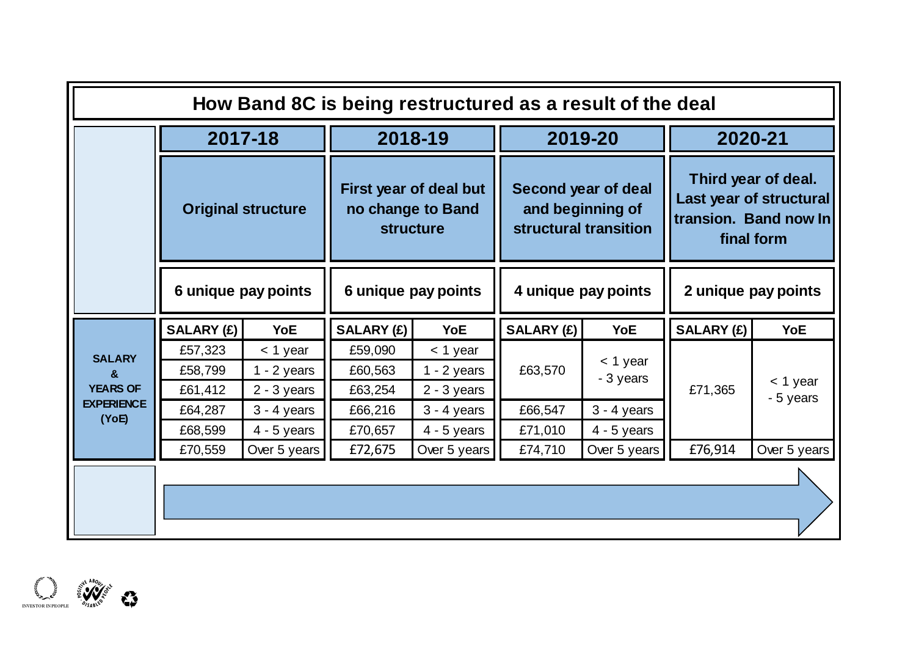## How Band 8C is being restructured as a result of the deal

| | 2017-18 | | 2018-19 | | 2019-20 | | 2020-21 | |
|---|---|---|---|---|---|---|---|---|
| | **Original structure** | | **First year of deal but no change to Band structure** | | **Second year of deal and beginning of structural transition** | | **Third year of deal. Last year of structural transion. Band now In final form** | |
| | **6 unique pay points** | | **6 unique pay points** | | **4 unique pay points** | | **2 unique pay points** | |
| **SALARY & YEARS OF EXPERIENCE (YoE)** | **SALARY (£)** | **YoE** | **SALARY (£)** | **YoE** | **SALARY (£)** | **YoE** | **SALARY (£)** | **YoE** |
| | £57,323 | < 1 year | £59,090 | < 1 year | £63,570 | < 1 year - 3 years | £71,365 | < 1 year - 5 years |
| | £58,799 | 1 - 2 years | £60,563 | 1 - 2 years | | | | |
| | £61,412 | 2 - 3 years | £63,254 | 2 - 3 years | | | | |
| | £64,287 | 3 - 4 years | £66,216 | 3 - 4 years | £66,547 | 3 - 4 years | | |
| | £68,599 | 4 - 5 years | £70,657 | 4 - 5 years | £71,010 | 4 - 5 years | | |
| | £70,559 | Over 5 years | £72,675 | Over 5 years | £74,710 | Over 5 years | £76,914 | Over 5 years |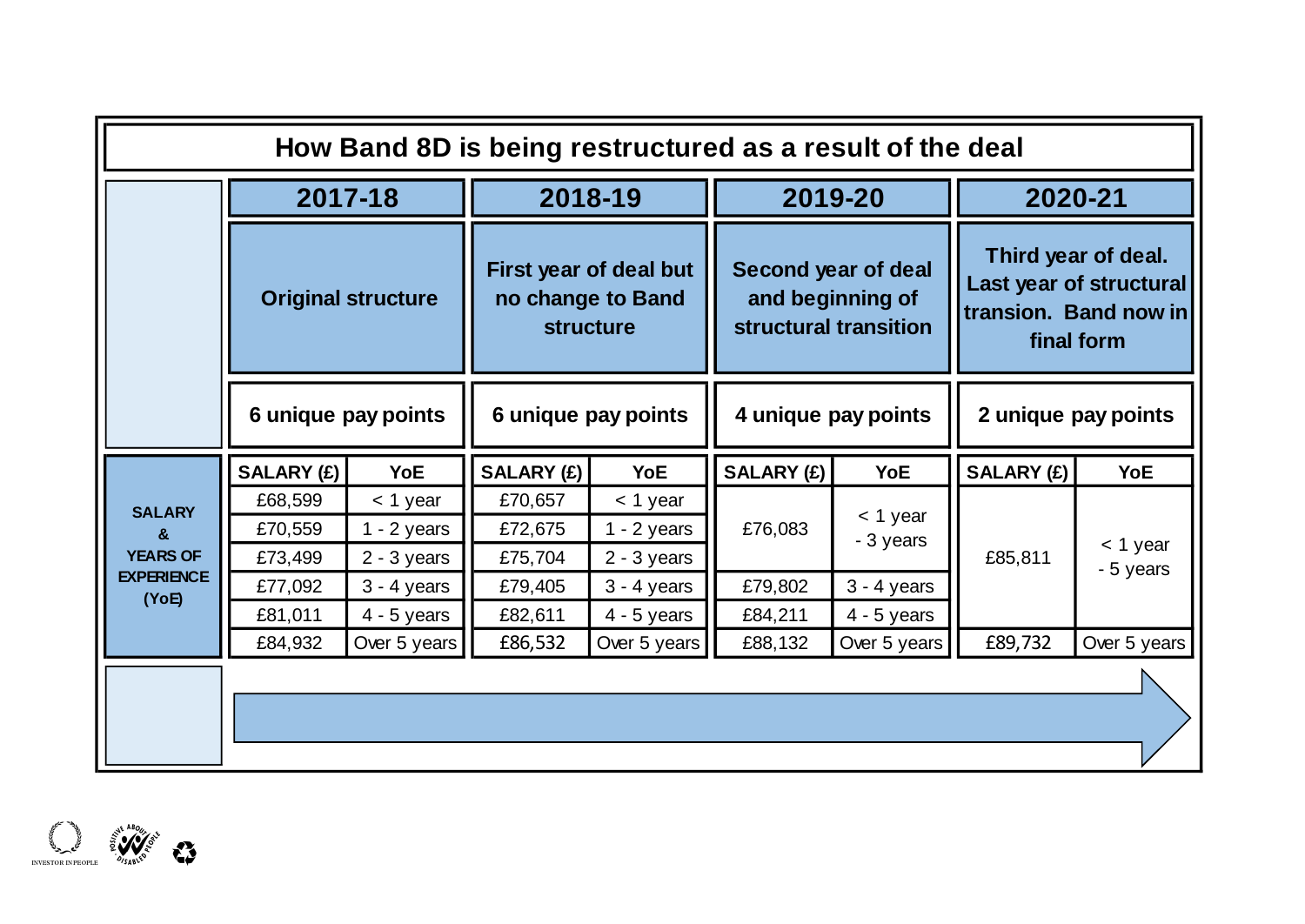## How Band 8D is being restructured as a result of the deal

| | 2017-18 | | 2018-19 | | 2019-20 | | 2020-21 | |
|---|---|---|---|---|---|---|---|---|
| | Original structure | | First year of deal but no change to Band structure | | Second year of deal and beginning of structural transition | | Third year of deal. Last year of structural transion. Band now in final form | |
| | 6 unique pay points | | 6 unique pay points | | 4 unique pay points | | 2 unique pay points | |
| **SALARY & YEARS OF EXPERIENCE (YoE)** | **SALARY (£)** | **YoE** | **SALARY (£)** | **YoE** | **SALARY (£)** | **YoE** | **SALARY (£)** | **YoE** |
| | £68,599 | < 1 year | £70,657 | < 1 year | £76,083 | < 1 year - 3 years | £85,811 | < 1 year - 5 years |
| | £70,559 | 1 - 2 years | £72,675 | 1 - 2 years | | | | |
| | £73,499 | 2 - 3 years | £75,704 | 2 - 3 years | | | | |
| | £77,092 | 3 - 4 years | £79,405 | 3 - 4 years | £79,802 | 3 - 4 years | | |
| | £81,011 | 4 - 5 years | £82,611 | 4 - 5 years | £84,211 | 4 - 5 years | | |
| | £84,932 | Over 5 years | £86,532 | Over 5 years | £88,132 | Over 5 years | £89,732 | Over 5 years |

INVESTOR IN PEOPLE

POSITIVE ABOUT DISABLED PEOPLE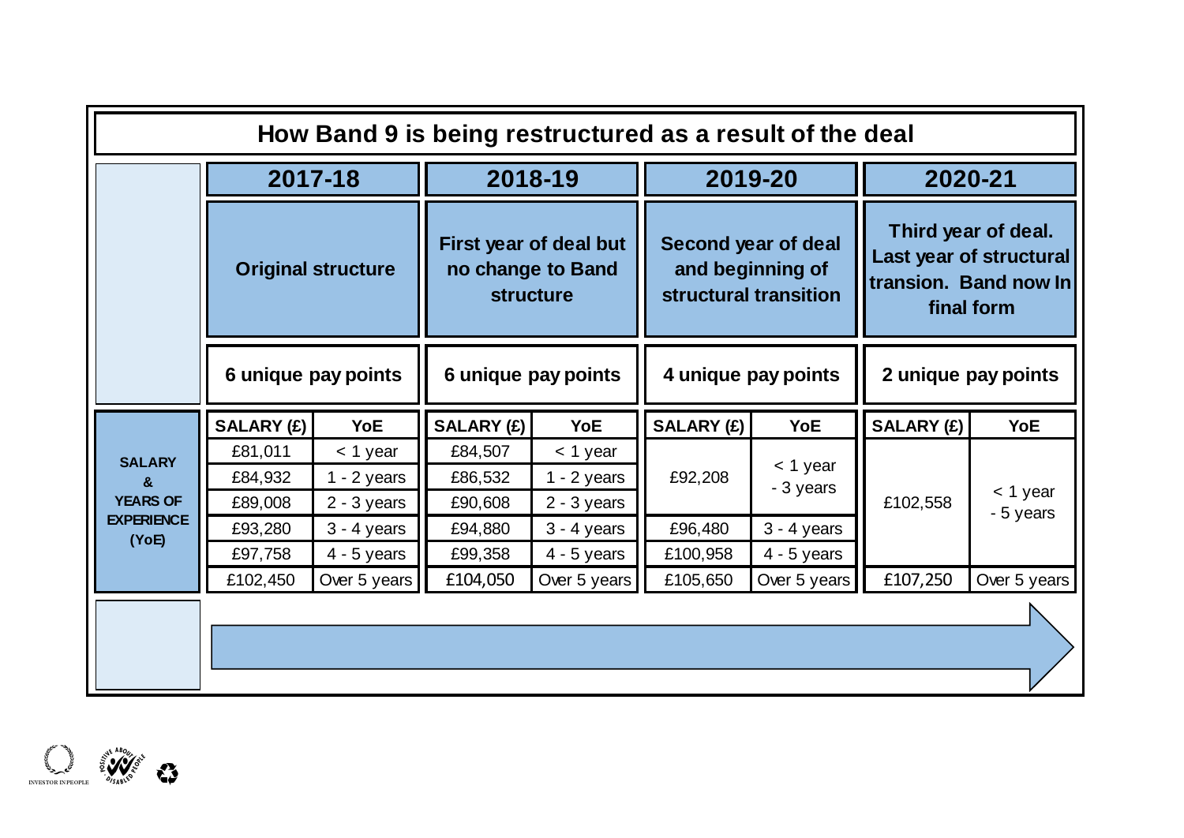## How Band 9 is being restructured as a result of the deal

| | 2017-18 | | 2018-19 | | 2019-20 | | 2020-21 | |
|---|---|---|---|---|---|---|---|---|
| | **Original structure** | | **First year of deal but no change to Band structure** | | **Second year of deal and beginning of structural transition** | | **Third year of deal. Last year of structural transion. Band now In final form** | |
| | **6 unique pay points** | | **6 unique pay points** | | **4 unique pay points** | | **2 unique pay points** | |
| **SALARY & YEARS OF EXPERIENCE (YoE)** | **SALARY (£)** | **YoE** | **SALARY (£)** | **YoE** | **SALARY (£)** | **YoE** | **SALARY (£)** | **YoE** |
| | £81,011 | < 1 year | £84,507 | < 1 year | £92,208 | < 1 year - 3 years | £102,558 | < 1 year - 5 years |
| | £84,932 | 1 - 2 years | £86,532 | 1 - 2 years | | | | |
| | £89,008 | 2 - 3 years | £90,608 | 2 - 3 years | | | | |
| | £93,280 | 3 - 4 years | £94,880 | 3 - 4 years | £96,480 | 3 - 4 years | | |
| | £97,758 | 4 - 5 years | £99,358 | 4 - 5 years | £100,958 | 4 - 5 years | | |
| | £102,450 | Over 5 years | £104,050 | Over 5 years | £105,650 | Over 5 years | £107,250 | Over 5 years |

INVESTOR IN PEOPLE